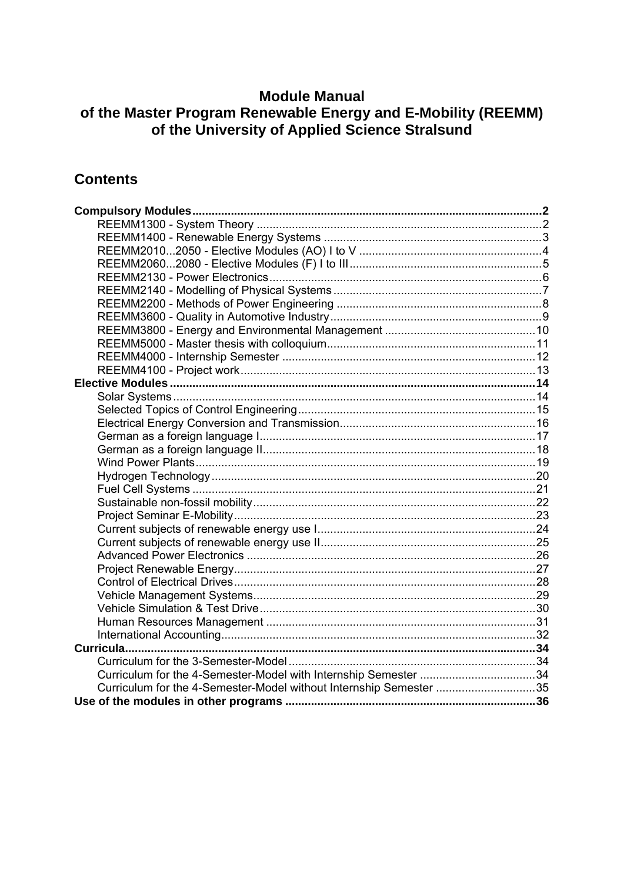# Module Manual
# of the Master Program Renewable Energy and E-Mobility (REEMM)
# of the University of Applied Science Stralsund

## Contents

**Compulsory Modules** ........................................................................................................... **2**
- REEMM1300 - System Theory ........................................................................................ 2
- REEMM1400 - Renewable Energy Systems ................................................................... 3
- REEMM2010...2050 - Elective Modules (AO) I to V ......................................................... 4
- REEMM2060...2080 - Elective Modules (F) I to III ............................................................ 5
- REEMM2130 - Power Electronics .................................................................................... 6
- REEMM2140 - Modelling of Physical Systems ................................................................ 7
- REEMM2200 - Methods of Power Engineering ................................................................ 8
- REEMM3600 - Quality in Automotive Industry .................................................................. 9
- REEMM3800 - Energy and Environmental Management ............................................... 10
- REEMM5000 - Master thesis with colloquium ................................................................. 11
- REEMM4000 - Internship Semester ............................................................................... 12
- REEMM4100 - Project work ............................................................................................ 13

**Elective Modules** ................................................................................................................ **14**
- Solar Systems ................................................................................................................ 14
- Selected Topics of Control Engineering .......................................................................... 15
- Electrical Energy Conversion and Transmission ............................................................. 16
- German as a foreign language I ..................................................................................... 17
- German as a foreign language II .................................................................................... 18
- Wind Power Plants .......................................................................................................... 19
- Hydrogen Technology ..................................................................................................... 20
- Fuel Cell Systems ........................................................................................................... 21
- Sustainable non-fossil mobility ........................................................................................ 22
- Project Seminar E-Mobility .............................................................................................. 23
- Current subjects of renewable energy use I .................................................................... 24
- Current subjects of renewable energy use II ................................................................... 25
- Advanced Power Electronics .......................................................................................... 26
- Project Renewable Energy .............................................................................................. 27
- Control of Electrical Drives .............................................................................................. 28
- Vehicle Management Systems ........................................................................................ 29
- Vehicle Simulation & Test Drive ...................................................................................... 30
- Human Resources Management .................................................................................... 31
- International Accounting .................................................................................................. 32

**Curricula** ............................................................................................................................... **34**
- Curriculum for the 3-Semester-Model ............................................................................. 34
- Curriculum for the 4-Semester-Model with Internship Semester .................................... 34
- Curriculum for the 4-Semester-Model without Internship Semester ............................... 35

**Use of the modules in other programs** ............................................................................. **36**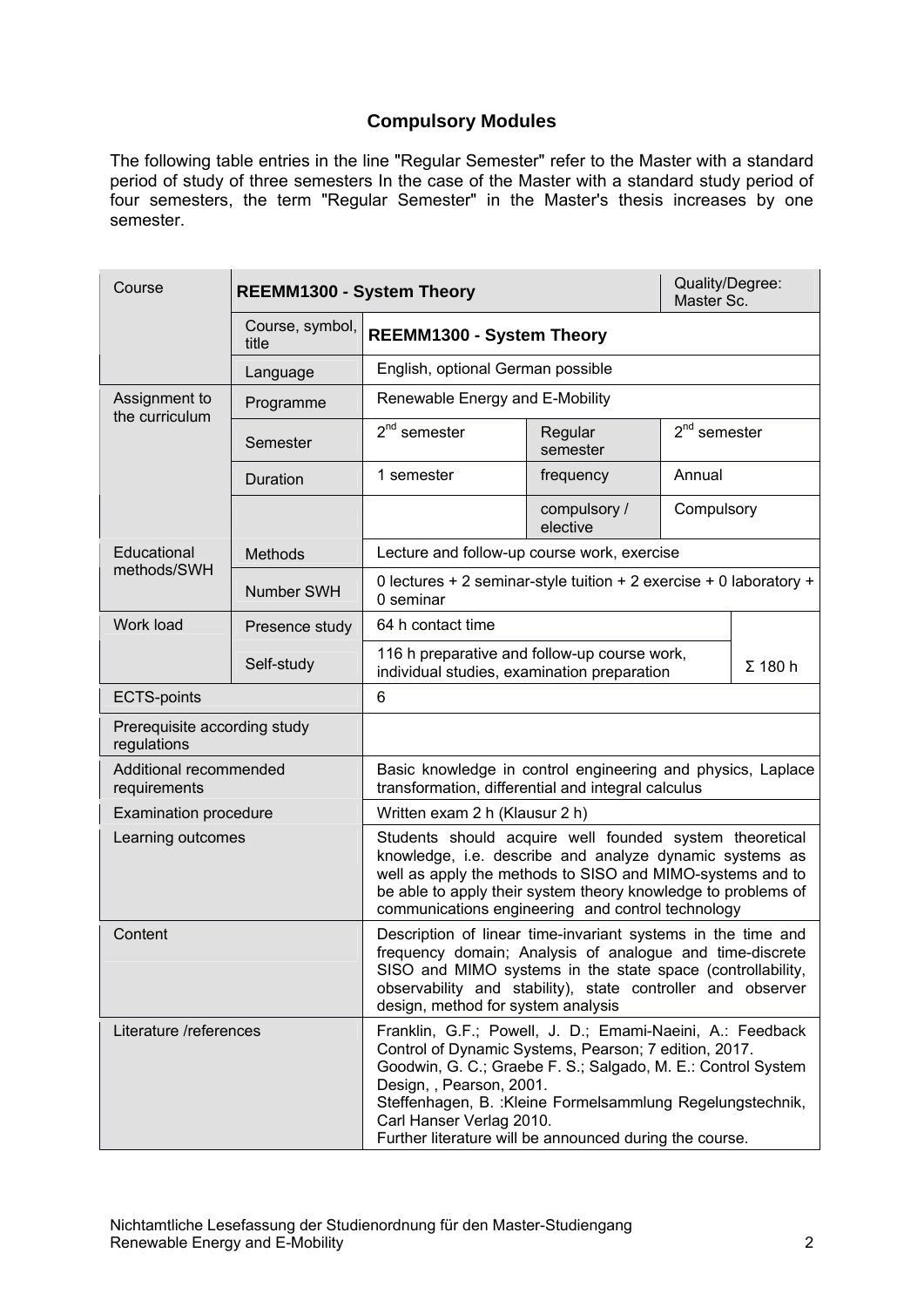## Compulsory Modules

The following table entries in the line "Regular Semester" refer to the Master with a standard period of study of three semesters In the case of the Master with a standard study period of four semesters, the term "Regular Semester" in the Master's thesis increases by one semester.

| Course | **REEMM1300 - System Theory** | | | Quality/Degree: Master Sc. | |
|---|---|---|---|---|---|
| | Course, symbol, title | **REEMM1300 - System Theory** | | | |
| | Language | English, optional German possible | | | |
| Assignment to the curriculum | Programme | Renewable Energy and E-Mobility | | | |
| | Semester | $2^{nd}$ semester | Regular semester | $2^{nd}$ semester | |
| | Duration | 1 semester | frequency | Annual | |
| | | | compulsory / elective | Compulsory | |
| Educational methods/SWH | Methods | Lecture and follow-up course work, exercise | | | |
| | Number SWH | 0 lectures + 2 seminar-style tuition + 2 exercise + 0 laboratory + 0 seminar | | | |
| Work load | Presence study | 64 h contact time | | | |
| | Self-study | 116 h preparative and follow-up course work, individual studies, examination preparation | | | Σ 180 h |
| ECTS-points | | 6 | | | |
| Prerequisite according study regulations | | | | | |
| Additional recommended requirements | | Basic knowledge in control engineering and physics, Laplace transformation, differential and integral calculus | | | |
| Examination procedure | | Written exam 2 h (Klausur 2 h) | | | |
| Learning outcomes | | Students should acquire well founded system theoretical knowledge, i.e. describe and analyze dynamic systems as well as apply the methods to SISO and MIMO-systems and to be able to apply their system theory knowledge to problems of communications engineering and control technology | | | |
| Content | | Description of linear time-invariant systems in the time and frequency domain; Analysis of analogue and time-discrete SISO and MIMO systems in the state space (controllability, observability and stability), state controller and observer design, method for system analysis | | | |
| Literature /references | | Franklin, G.F.; Powell, J. D.; Emami-Naeini, A.: Feedback Control of Dynamic Systems, Pearson; 7 edition, 2017.<br>Goodwin, G. C.; Graebe F. S.; Salgado, M. E.: Control System Design, , Pearson, 2001.<br>Steffenhagen, B. :Kleine Formelsammlung Regelungstechnik, Carl Hanser Verlag 2010.<br>Further literature will be announced during the course. | | | |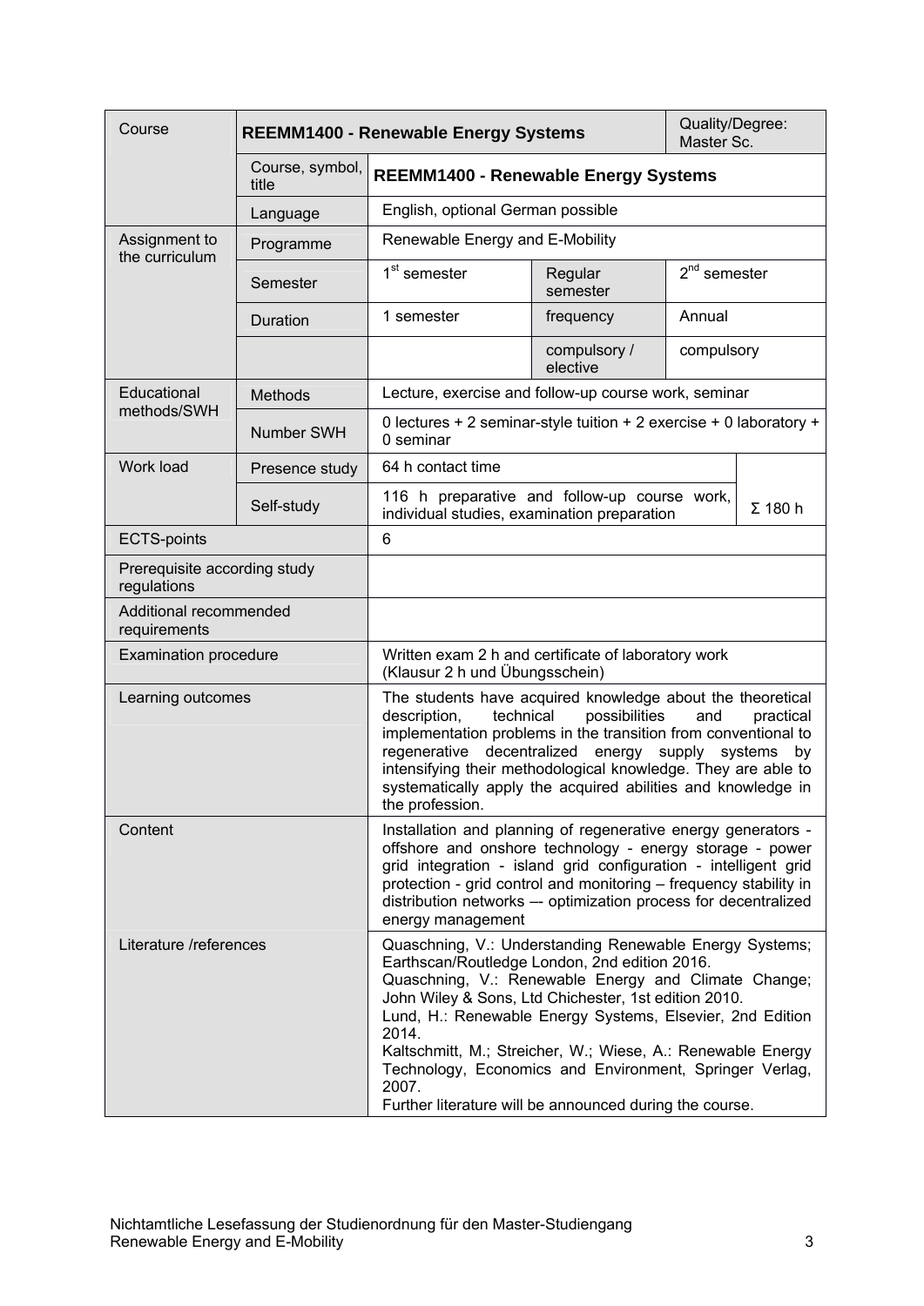| Course | REEMM1400 - Renewable Energy Systems | | | Quality/Degree: Master Sc. | |
|---|---|---|---|---|---|
| | Course, symbol, title | **REEMM1400 - Renewable Energy Systems** | | | |
| | Language | English, optional German possible | | | |
| Assignment to the curriculum | Programme | Renewable Energy and E-Mobility | | | |
| | Semester | 1st semester | Regular semester | 2nd semester | |
| | Duration | 1 semester | frequency | Annual | |
| | | | compulsory / elective | compulsory | |
| Educational methods/SWH | Methods | Lecture, exercise and follow-up course work, seminar | | | |
| | Number SWH | 0 lectures + 2 seminar-style tuition + 2 exercise + 0 laboratory + 0 seminar | | | |
| Work load | Presence study | 64 h contact time | | | Σ 180 h |
| | Self-study | 116 h preparative and follow-up course work, individual studies, examination preparation | | | |
| ECTS-points | | 6 | | | |
| Prerequisite according study regulations | | | | | |
| Additional recommended requirements | | | | | |
| Examination procedure | | Written exam 2 h and certificate of laboratory work (Klausur 2 h und Übungsschein) | | | |
| Learning outcomes | | The students have acquired knowledge about the theoretical description, technical possibilities and practical implementation problems in the transition from conventional to regenerative decentralized energy supply systems by intensifying their methodological knowledge. They are able to systematically apply the acquired abilities and knowledge in the profession. | | | |
| Content | | Installation and planning of regenerative energy generators - offshore and onshore technology - energy storage - power grid integration - island grid configuration - intelligent grid protection - grid control and monitoring – frequency stability in distribution networks –- optimization process for decentralized energy management | | | |
| Literature /references | | Quaschning, V.: Understanding Renewable Energy Systems; Earthscan/Routledge London, 2nd edition 2016. Quaschning, V.: Renewable Energy and Climate Change; John Wiley & Sons, Ltd Chichester, 1st edition 2010. Lund, H.: Renewable Energy Systems, Elsevier, 2nd Edition 2014. Kaltschmitt, M.; Streicher, W.; Wiese, A.: Renewable Energy Technology, Economics and Environment, Springer Verlag, 2007. Further literature will be announced during the course. | | | |

Nichtamtliche Lesefassung der Studienordnung für den Master-Studiengang Renewable Energy and E-Mobility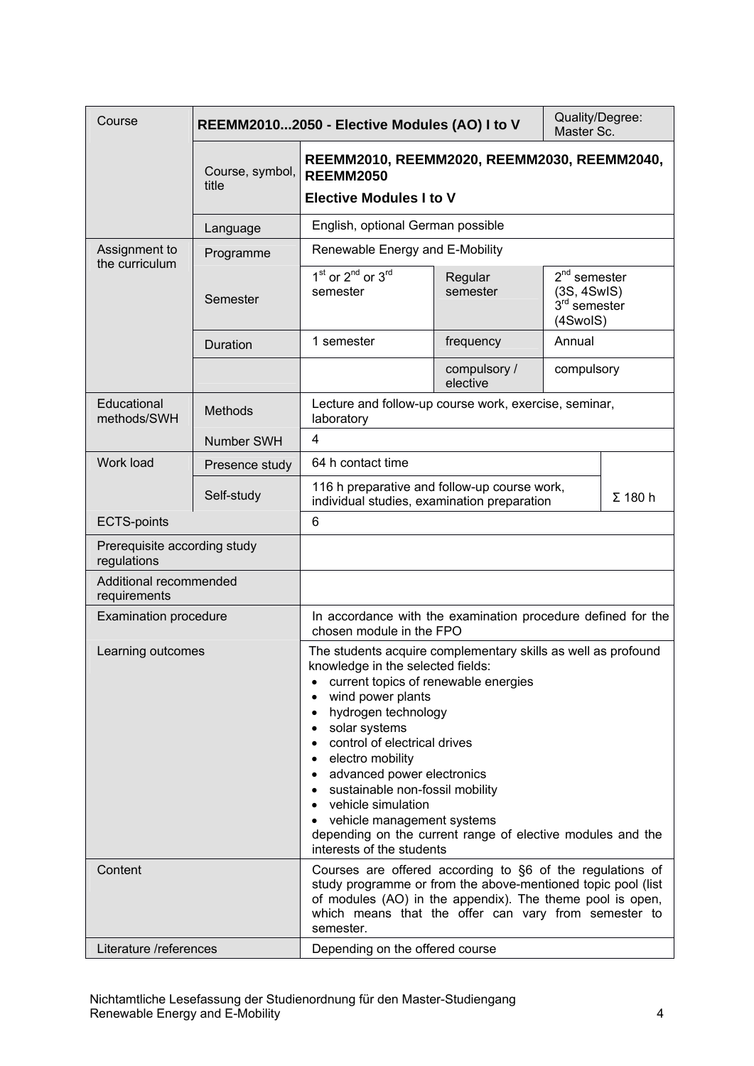| Course | REEMM2010...2050 - Elective Modules (AO) I to V | | | Quality/Degree: Master Sc. | |
|---|---|---|---|---|---|
| | Course, symbol, title | **REEMM2010, REEMM2020, REEMM2030, REEMM2040, REEMM2050**<br>**Elective Modules I to V** | | | |
| | Language | English, optional German possible | | | |
| Assignment to the curriculum | Programme | Renewable Energy and E-Mobility | | | |
| | Semester | 1st or 2nd or 3rd semester | Regular semester | 2nd semester (3S, 4SwIS)<br>3rd semester (4SwoIS) | |
| | Duration | 1 semester | frequency | Annual | |
| | | | compulsory / elective | compulsory | |
| Educational methods/SWH | Methods | Lecture and follow-up course work, exercise, seminar, laboratory | | | |
| | Number SWH | 4 | | | |
| Work load | Presence study | 64 h contact time | | | Σ 180 h |
| | Self-study | 116 h preparative and follow-up course work, individual studies, examination preparation | | | |
| ECTS-points | | 6 | | | |
| Prerequisite according study regulations | | | | | |
| Additional recommended requirements | | | | | |
| Examination procedure | | In accordance with the examination procedure defined for the chosen module in the FPO | | | |
| Learning outcomes | | The students acquire complementary skills as well as profound knowledge in the selected fields:<br>• current topics of renewable energies<br>• wind power plants<br>• hydrogen technology<br>• solar systems<br>• control of electrical drives<br>• electro mobility<br>• advanced power electronics<br>• sustainable non-fossil mobility<br>• vehicle simulation<br>• vehicle management systems<br>depending on the current range of elective modules and the interests of the students | | | |
| Content | | Courses are offered according to §6 of the regulations of study programme or from the above-mentioned topic pool (list of modules (AO) in the appendix). The theme pool is open, which means that the offer can vary from semester to semester. | | | |
| Literature /references | | Depending on the offered course | | | |

Nichtamtliche Lesefassung der Studienordnung für den Master-Studiengang Renewable Energy and E-Mobility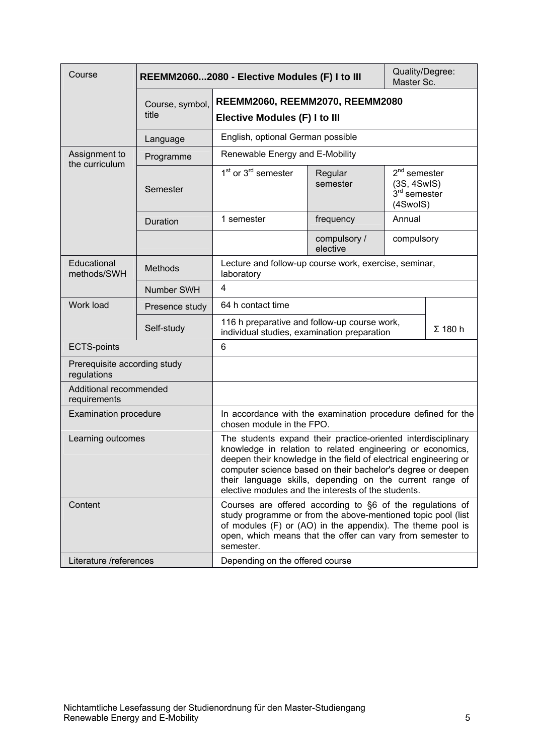| Course | REEMM2060...2080 - Elective Modules (F) I to III | | | Quality/Degree: Master Sc. | |
|---|---|---|---|---|---|
| | Course, symbol, title | **REEMM2060, REEMM2070, REEMM2080**<br>**Elective Modules (F) I to III** | | | |
| | Language | English, optional German possible | | | |
| Assignment to the curriculum | Programme | Renewable Energy and E-Mobility | | | |
| | Semester | 1st or 3rd semester | Regular semester | 2nd semester (3S, 4SwIS)<br>3rd semester (4SwoIS) | |
| | Duration | 1 semester | frequency | Annual | |
| | | | compulsory / elective | compulsory | |
| Educational methods/SWH | Methods | Lecture and follow-up course work, exercise, seminar, laboratory | | | |
| | Number SWH | 4 | | | |
| Work load | Presence study | 64 h contact time | | | Σ 180 h |
| | Self-study | 116 h preparative and follow-up course work, individual studies, examination preparation | | | |
| ECTS-points | | 6 | | | |
| Prerequisite according study regulations | | | | | |
| Additional recommended requirements | | | | | |
| Examination procedure | | In accordance with the examination procedure defined for the chosen module in the FPO. | | | |
| Learning outcomes | | The students expand their practice-oriented interdisciplinary knowledge in relation to related engineering or economics, deepen their knowledge in the field of electrical engineering or computer science based on their bachelor's degree or deepen their language skills, depending on the current range of elective modules and the interests of the students. | | | |
| Content | | Courses are offered according to §6 of the regulations of study programme or from the above-mentioned topic pool (list of modules (F) or (AO) in the appendix). The theme pool is open, which means that the offer can vary from semester to semester. | | | |
| Literature /references | | Depending on the offered course | | | |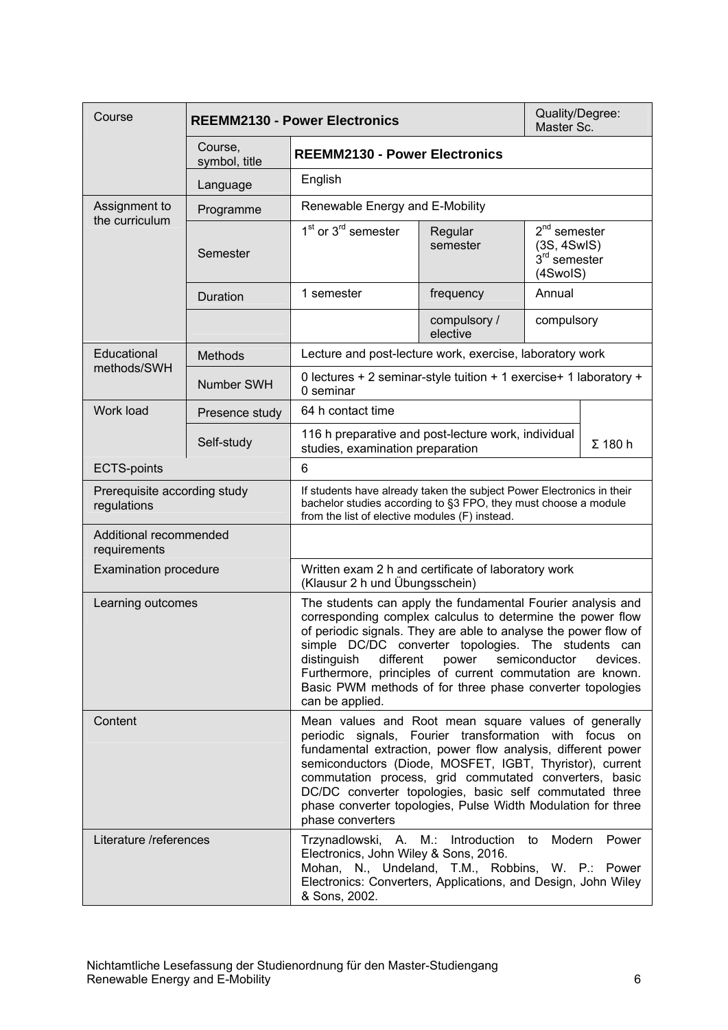| Course | REEMM2130 - Power Electronics | | | Quality/Degree: Master Sc. | |
|---|---|---|---|---|---|
| | Course, symbol, title | **REEMM2130 - Power Electronics** | | | |
| | Language | English | | | |
| Assignment to the curriculum | Programme | Renewable Energy and E-Mobility | | | |
| | Semester | 1st or 3rd semester | Regular semester | 2nd semester (3S, 4SwIS) 3rd semester (4SwoIS) | |
| | Duration | 1 semester | frequency | Annual | |
| | | | compulsory / elective | compulsory | |
| Educational methods/SWH | Methods | Lecture and post-lecture work, exercise, laboratory work | | | |
| | Number SWH | 0 lectures + 2 seminar-style tuition + 1 exercise+ 1 laboratory + 0 seminar | | | |
| Work load | Presence study | 64 h contact time | | | Σ 180 h |
| | Self-study | 116 h preparative and post-lecture work, individual studies, examination preparation | | | |
| ECTS-points | | 6 | | | |
| Prerequisite according study regulations | | If students have already taken the subject Power Electronics in their bachelor studies according to §3 FPO, they must choose a module from the list of elective modules (F) instead. | | | |
| Additional recommended requirements | | | | | |
| Examination procedure | | Written exam 2 h and certificate of laboratory work (Klausur 2 h und Übungsschein) | | | |
| Learning outcomes | | The students can apply the fundamental Fourier analysis and corresponding complex calculus to determine the power flow of periodic signals. They are able to analyse the power flow of simple DC/DC converter topologies. The students can distinguish different power semiconductor devices. Furthermore, principles of current commutation are known. Basic PWM methods of for three phase converter topologies can be applied. | | | |
| Content | | Mean values and Root mean square values of generally periodic signals, Fourier transformation with focus on fundamental extraction, power flow analysis, different power semiconductors (Diode, MOSFET, IGBT, Thyristor), current commutation process, grid commutated converters, basic DC/DC converter topologies, basic self commutated three phase converter topologies, Pulse Width Modulation for three phase converters | | | |
| Literature /references | | Trzynadlowski, A. M.: Introduction to Modern Power Electronics, John Wiley & Sons, 2016. Mohan, N., Undeland, T.M., Robbins, W. P.: Power Electronics: Converters, Applications, and Design, John Wiley & Sons, 2002. | | | |

Nichtamtliche Lesefassung der Studienordnung für den Master-Studiengang Renewable Energy and E-Mobility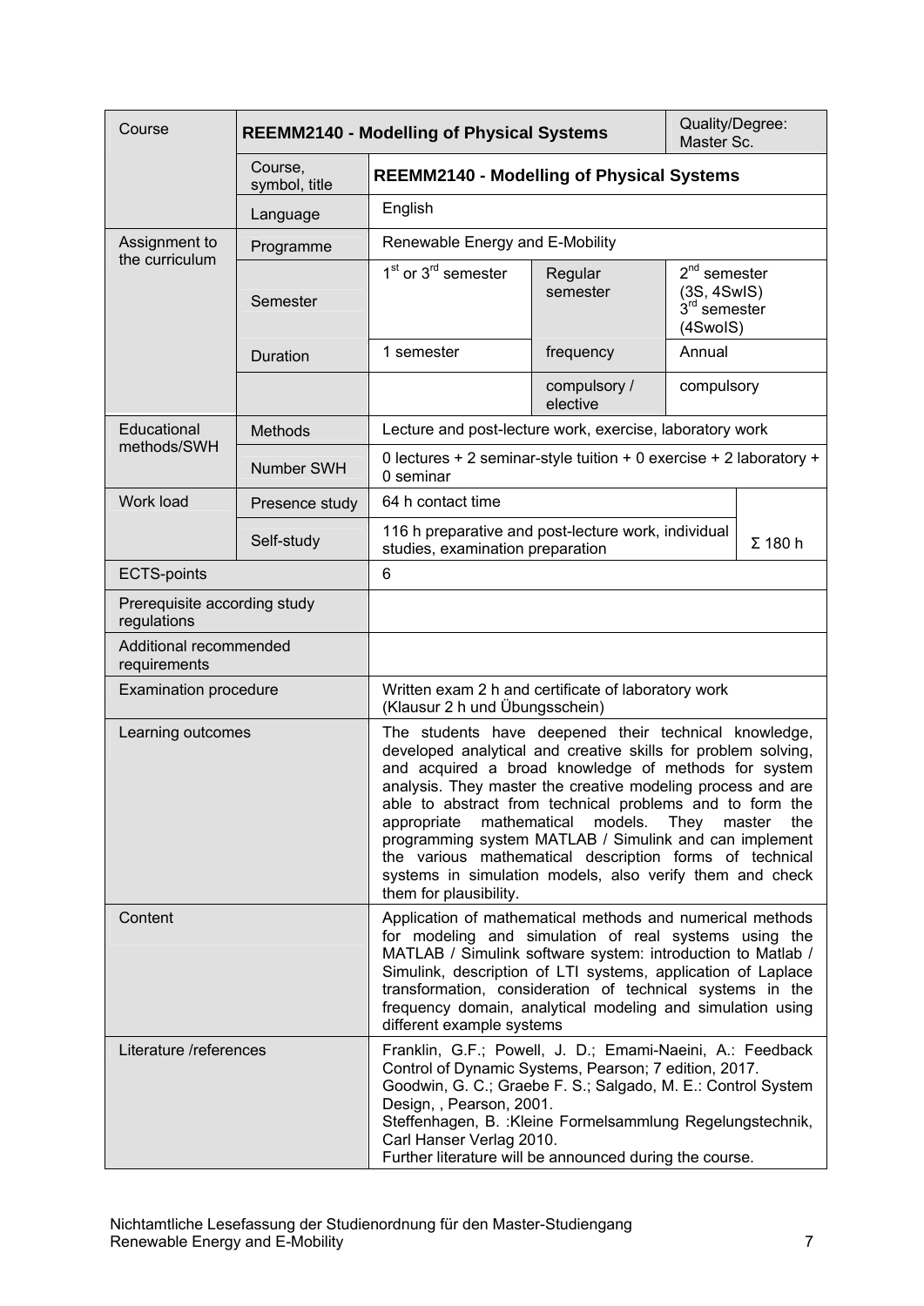| Course | REEMM2140 - Modelling of Physical Systems | | | Quality/Degree: Master Sc. | |
|---|---|---|---|---|---|
| | Course, symbol, title | **REEMM2140 - Modelling of Physical Systems** | | | |
| | Language | English | | | |
| Assignment to the curriculum | Programme | Renewable Energy and E-Mobility | | | |
| | Semester | 1st or 3rd semester | Regular semester | 2nd semester (3S, 4SwIS) 3rd semester (4SwoIS) | |
| | Duration | 1 semester | frequency | Annual | |
| | | | compulsory / elective | compulsory | |
| Educational methods/SWH | Methods | Lecture and post-lecture work, exercise, laboratory work | | | |
| | Number SWH | 0 lectures + 2 seminar-style tuition + 0 exercise + 2 laboratory + 0 seminar | | | |
| Work load | Presence study | 64 h contact time | | | Σ 180 h |
| | Self-study | 116 h preparative and post-lecture work, individual studies, examination preparation | | | |
| ECTS-points | | 6 | | | |
| Prerequisite according study regulations | | | | | |
| Additional recommended requirements | | | | | |
| Examination procedure | | Written exam 2 h and certificate of laboratory work (Klausur 2 h und Übungsschein) | | | |
| Learning outcomes | | The students have deepened their technical knowledge, developed analytical and creative skills for problem solving, and acquired a broad knowledge of methods for system analysis. They master the creative modeling process and are able to abstract from technical problems and to form the appropriate mathematical models. They master the programming system MATLAB / Simulink and can implement the various mathematical description forms of technical systems in simulation models, also verify them and check them for plausibility. | | | |
| Content | | Application of mathematical methods and numerical methods for modeling and simulation of real systems using the MATLAB / Simulink software system: introduction to Matlab / Simulink, description of LTI systems, application of Laplace transformation, consideration of technical systems in the frequency domain, analytical modeling and simulation using different example systems | | | |
| Literature /references | | Franklin, G.F.; Powell, J. D.; Emami-Naeini, A.: Feedback Control of Dynamic Systems, Pearson; 7 edition, 2017. Goodwin, G. C.; Graebe F. S.; Salgado, M. E.: Control System Design, , Pearson, 2001. Steffenhagen, B. :Kleine Formelsammlung Regelungstechnik, Carl Hanser Verlag 2010. Further literature will be announced during the course. | | | |

Nichtamtliche Lesefassung der Studienordnung für den Master-Studiengang Renewable Energy and E-Mobility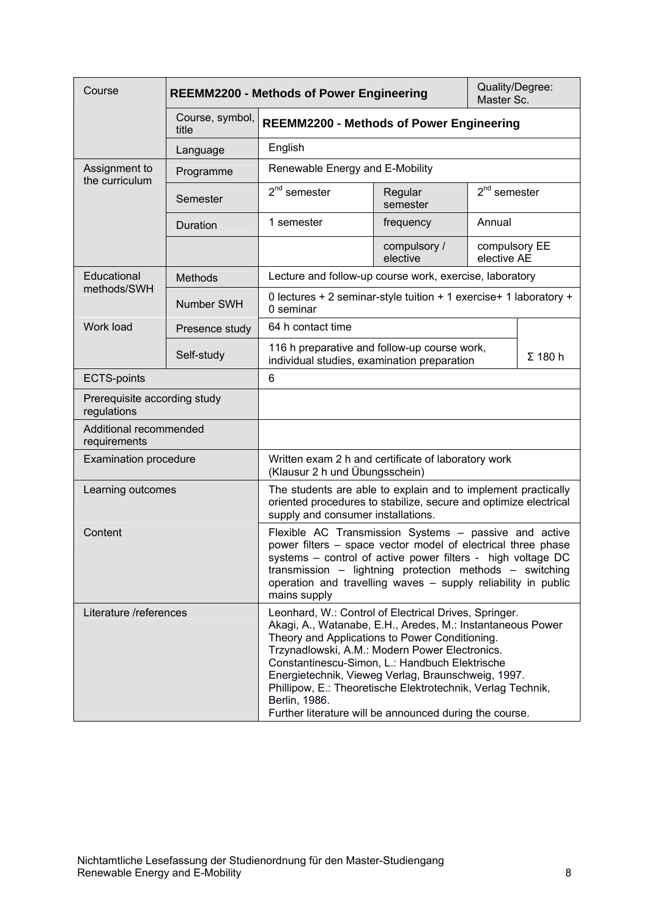| Course | REEMM2200 - Methods of Power Engineering | | | Quality/Degree: Master Sc. |
|---|---|---|---|---|
| | Course, symbol, title | REEMM2200 - Methods of Power Engineering | | |
| | Language | English | | |
| Assignment to the curriculum | Programme | Renewable Energy and E-Mobility | | |
| | Semester | $2^{nd}$ semester | Regular semester | $2^{nd}$ semester |
| | Duration | 1 semester | frequency | Annual |
| | | | compulsory / elective | compulsory EE elective AE |
| Educational methods/SWH | Methods | Lecture and follow-up course work, exercise, laboratory | | |
| | Number SWH | 0 lectures + 2 seminar-style tuition + 1 exercise+ 1 laboratory + 0 seminar | | |
| Work load | Presence study | 64 h contact time | | Σ 180 h |
| | Self-study | 116 h preparative and follow-up course work, individual studies, examination preparation | | |
| ECTS-points | | 6 | | |
| Prerequisite according study regulations | | | | |
| Additional recommended requirements | | | | |
| Examination procedure | | Written exam 2 h and certificate of laboratory work (Klausur 2 h und Übungsschein) | | |
| Learning outcomes | | The students are able to explain and to implement practically oriented procedures to stabilize, secure and optimize electrical supply and consumer installations. | | |
| Content | | Flexible AC Transmission Systems – passive and active power filters – space vector model of electrical three phase systems – control of active power filters - high voltage DC transmission – lightning protection methods – switching operation and travelling waves – supply reliability in public mains supply | | |
| Literature /references | | Leonhard, W.: Control of Electrical Drives, Springer. Akagi, A., Watanabe, E.H., Aredes, M.: Instantaneous Power Theory and Applications to Power Conditioning. Trzynadlowski, A.M.: Modern Power Electronics. Constantinescu-Simon, L.: Handbuch Elektrische Energietechnik, Vieweg Verlag, Braunschweig, 1997. Phillipow, E.: Theoretische Elektrotechnik, Verlag Technik, Berlin, 1986. Further literature will be announced during the course. | | |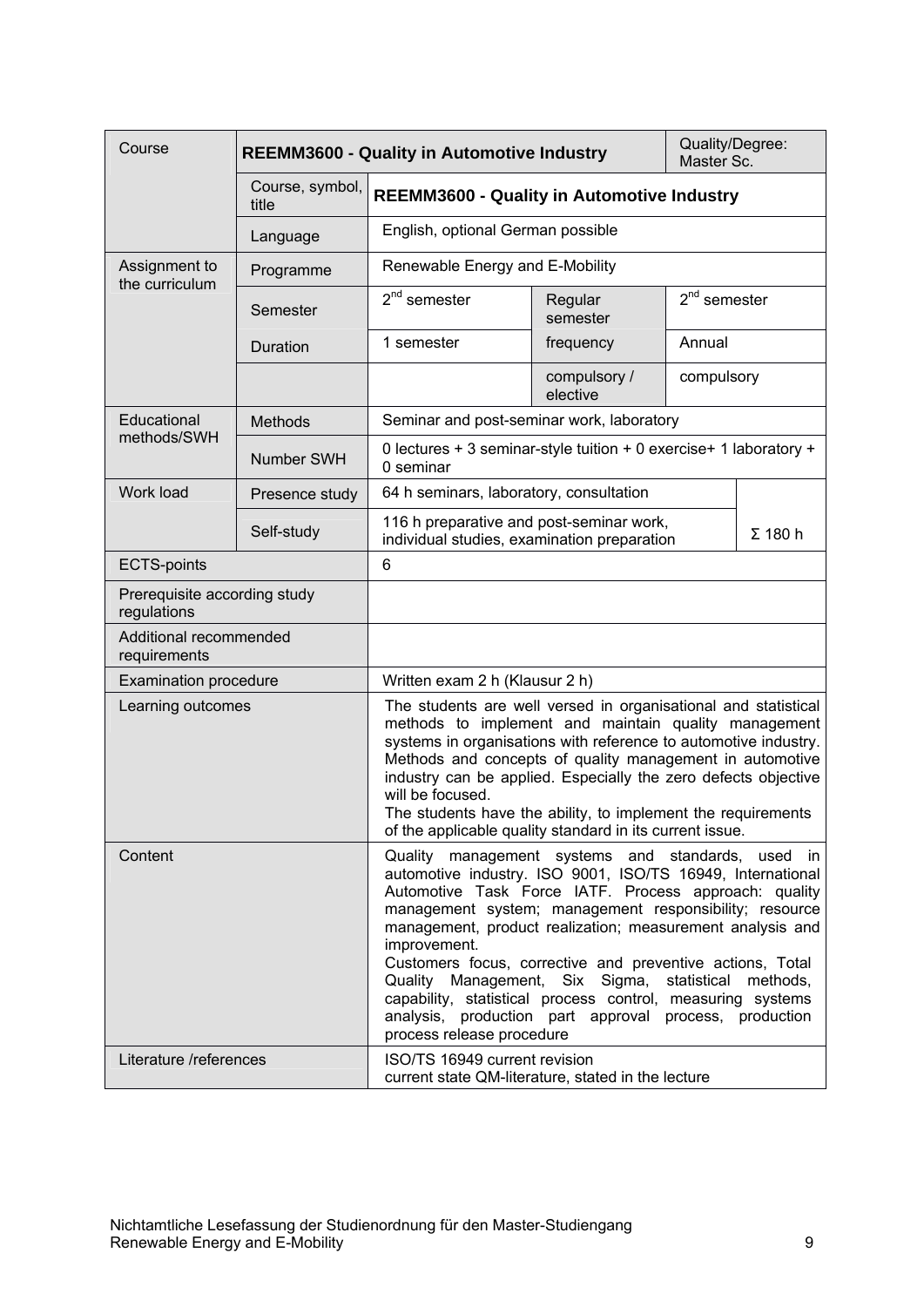| Course | REEMM3600 - Quality in Automotive Industry | | | Quality/Degree: Master Sc. |
|---|---|---|---|---|
| | Course, symbol, title | **REEMM3600 - Quality in Automotive Industry** | | |
| | Language | English, optional German possible | | |
| Assignment to the curriculum | Programme | Renewable Energy and E-Mobility | | |
| | Semester | 2nd semester | Regular semester | 2nd semester |
| | Duration | 1 semester | frequency | Annual |
| | | | compulsory / elective | compulsory |
| Educational methods/SWH | Methods | Seminar and post-seminar work, laboratory | | |
| | Number SWH | 0 lectures + 3 seminar-style tuition + 0 exercise+ 1 laboratory + 0 seminar | | |
| Work load | Presence study | 64 h seminars, laboratory, consultation | | Σ 180 h |
| | Self-study | 116 h preparative and post-seminar work, individual studies, examination preparation | | |
| ECTS-points | | 6 | | |
| Prerequisite according study regulations | | | | |
| Additional recommended requirements | | | | |
| Examination procedure | | Written exam 2 h (Klausur 2 h) | | |
| Learning outcomes | | The students are well versed in organisational and statistical methods to implement and maintain quality management systems in organisations with reference to automotive industry. Methods and concepts of quality management in automotive industry can be applied. Especially the zero defects objective will be focused.<br>The students have the ability, to implement the requirements of the applicable quality standard in its current issue. | | |
| Content | | Quality management systems and standards, used in automotive industry. ISO 9001, ISO/TS 16949, International Automotive Task Force IATF. Process approach: quality management system; management responsibility; resource management, product realization; measurement analysis and improvement.<br>Customers focus, corrective and preventive actions, Total Quality Management, Six Sigma, statistical methods, capability, statistical process control, measuring systems analysis, production part approval process, production process release procedure | | |
| Literature /references | | ISO/TS 16949 current revision<br>current state QM-literature, stated in the lecture | | |

Nichtamtliche Lesefassung der Studienordnung für den Master-Studiengang Renewable Energy and E-Mobility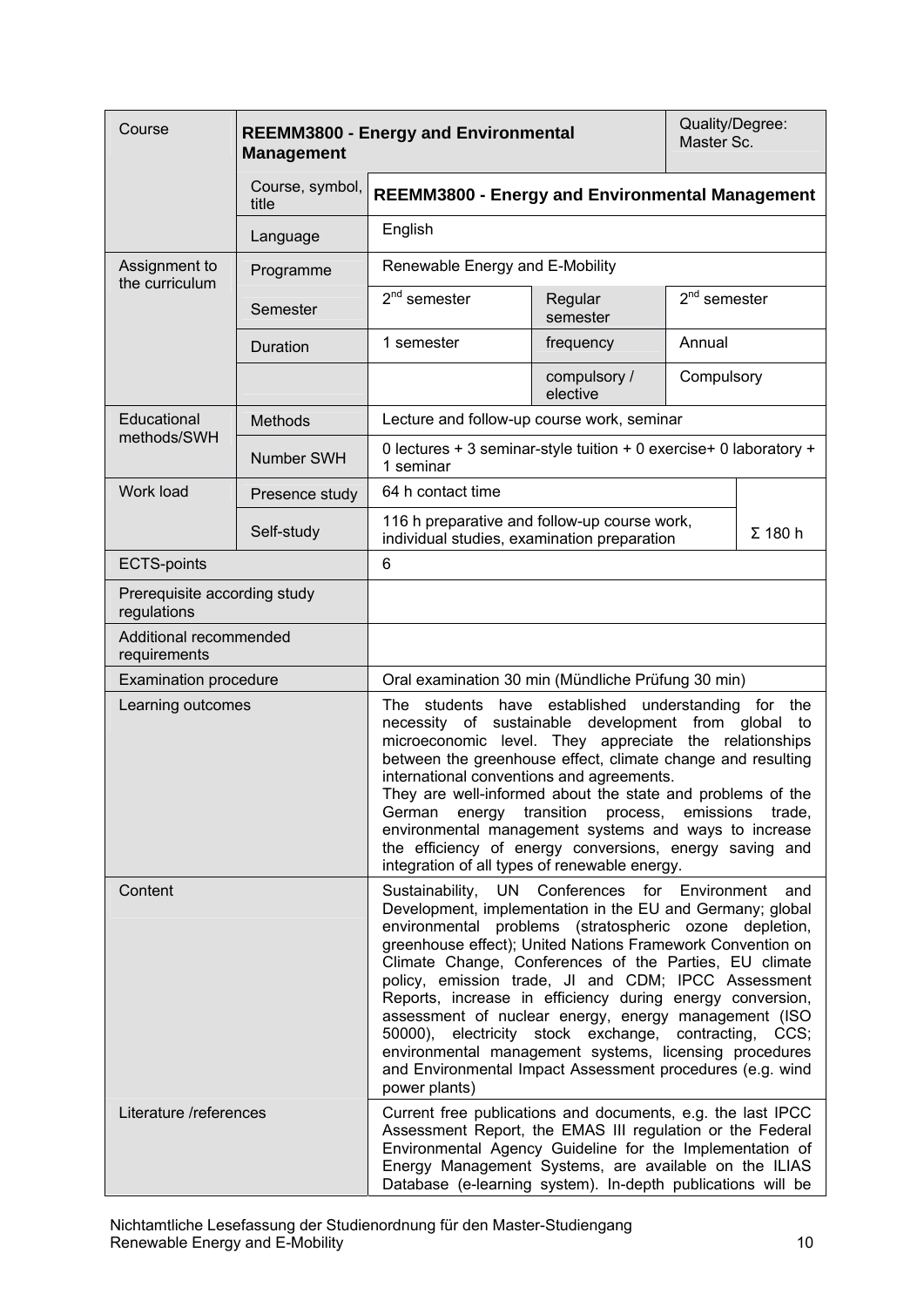| Course | REEMM3800 - Energy and Environmental Management | | | Quality/Degree: Master Sc. |
|---|---|---|---|---|
| | Course, symbol, title | REEMM3800 - Energy and Environmental Management | | |
| | Language | English | | |
| Assignment to the curriculum | Programme | Renewable Energy and E-Mobility | | |
| | Semester | 2nd semester | Regular semester | 2nd semester |
| | Duration | 1 semester | frequency | Annual |
| | | | compulsory / elective | Compulsory |
| Educational methods/SWH | Methods | Lecture and follow-up course work, seminar | | |
| | Number SWH | 0 lectures + 3 seminar-style tuition + 0 exercise+ 0 laboratory + 1 seminar | | |
| Work load | Presence study | 64 h contact time | | Σ 180 h |
| | Self-study | 116 h preparative and follow-up course work, individual studies, examination preparation | | |
| ECTS-points | | 6 | | |
| Prerequisite according study regulations | | | | |
| Additional recommended requirements | | | | |
| Examination procedure | | Oral examination 30 min (Mündliche Prüfung 30 min) | | |
| Learning outcomes | | The students have established understanding for the necessity of sustainable development from global to microeconomic level. They appreciate the relationships between the greenhouse effect, climate change and resulting international conventions and agreements. They are well-informed about the state and problems of the German energy transition process, emissions trade, environmental management systems and ways to increase the efficiency of energy conversions, energy saving and integration of all types of renewable energy. | | |
| Content | | Sustainability, UN Conferences for Environment and Development, implementation in the EU and Germany; global environmental problems (stratospheric ozone depletion, greenhouse effect); United Nations Framework Convention on Climate Change, Conferences of the Parties, EU climate policy, emission trade, JI and CDM; IPCC Assessment Reports, increase in efficiency during energy conversion, assessment of nuclear energy, energy management (ISO 50000), electricity stock exchange, contracting, CCS; environmental management systems, licensing procedures and Environmental Impact Assessment procedures (e.g. wind power plants) | | |
| Literature /references | | Current free publications and documents, e.g. the last IPCC Assessment Report, the EMAS III regulation or the Federal Environmental Agency Guideline for the Implementation of Energy Management Systems, are available on the ILIAS Database (e-learning system). In-depth publications will be | | |

Nichtamtliche Lesefassung der Studienordnung für den Master-Studiengang Renewable Energy and E-Mobility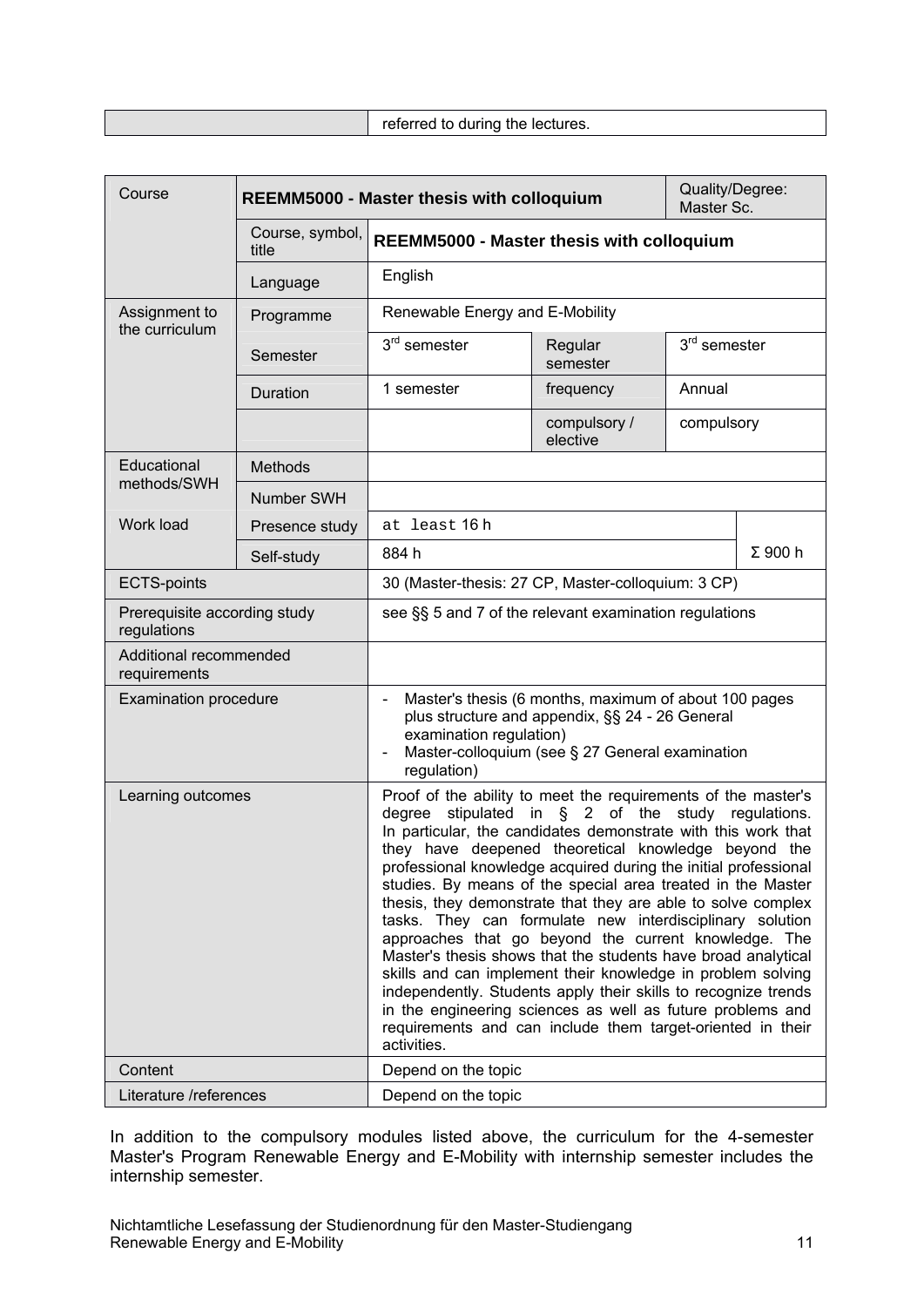| | referred to during the lectures. |
|---|---|

| Course | REEMM5000 - Master thesis with colloquium | | | Quality/Degree: Master Sc. | |
|---|---|---|---|---|---|
| | Course, symbol, title | **REEMM5000 - Master thesis with colloquium** | | | |
| | Language | English | | | |
| Assignment to the curriculum | Programme | Renewable Energy and E-Mobility | | | |
| | Semester | 3rd semester | Regular semester | 3rd semester | |
| | Duration | 1 semester | frequency | Annual | |
| | | | compulsory / elective | compulsory | |
| Educational methods/SWH | Methods | | | | |
| | Number SWH | | | | |
| Work load | Presence study | at least 16 h | | | Σ 900 h |
| | Self-study | 884 h | | | |
| ECTS-points | | 30 (Master-thesis: 27 CP, Master-colloquium: 3 CP) | | | |
| Prerequisite according study regulations | | see §§ 5 and 7 of the relevant examination regulations | | | |
| Additional recommended requirements | | | | | |
| Examination procedure | | - Master's thesis (6 months, maximum of about 100 pages plus structure and appendix, §§ 24 - 26 General examination regulation)<br>- Master-colloquium (see § 27 General examination regulation) | | | |
| Learning outcomes | | Proof of the ability to meet the requirements of the master's degree stipulated in § 2 of the study regulations. In particular, the candidates demonstrate with this work that they have deepened theoretical knowledge beyond the professional knowledge acquired during the initial professional studies. By means of the special area treated in the Master thesis, they demonstrate that they are able to solve complex tasks. They can formulate new interdisciplinary solution approaches that go beyond the current knowledge. The Master's thesis shows that the students have broad analytical skills and can implement their knowledge in problem solving independently. Students apply their skills to recognize trends in the engineering sciences as well as future problems and requirements and can include them target-oriented in their activities. | | | |
| Content | | Depend on the topic | | | |
| Literature /references | | Depend on the topic | | | |

In addition to the compulsory modules listed above, the curriculum for the 4-semester Master's Program Renewable Energy and E-Mobility with internship semester includes the internship semester.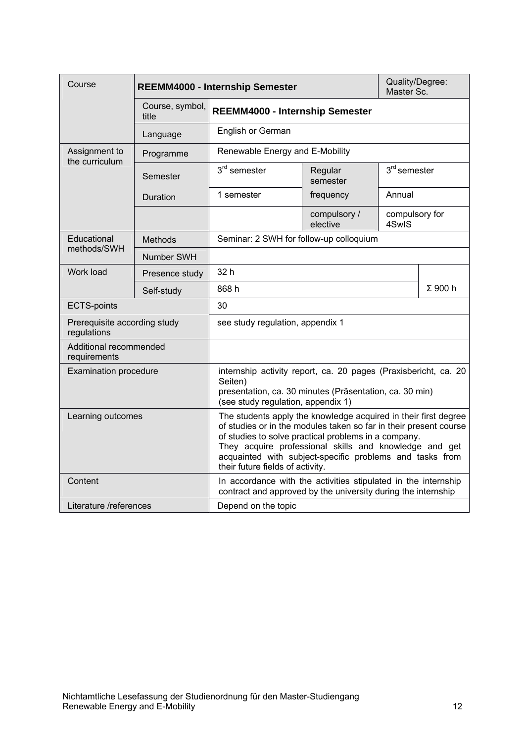| Course | REEMM4000 - Internship Semester | | | Quality/Degree: Master Sc. |
|---|---|---|---|---|
| | Course, symbol, title | **REEMM4000 - Internship Semester** | | |
| | Language | English or German | | |
| Assignment to the curriculum | Programme | Renewable Energy and E-Mobility | | |
| | Semester | 3rd semester | Regular semester | 3rd semester |
| | Duration | 1 semester | frequency | Annual |
| | | | compulsory / elective | compulsory for 4SwIS |
| Educational methods/SWH | Methods | Seminar: 2 SWH for follow-up colloquium | | |
| | Number SWH | | | |
| Work load | Presence study | 32 h | | Σ 900 h |
| | Self-study | 868 h | | |
| ECTS-points | | 30 | | |
| Prerequisite according study regulations | | see study regulation, appendix 1 | | |
| Additional recommended requirements | | | | |
| Examination procedure | | internship activity report, ca. 20 pages (Praxisbericht, ca. 20 Seiten)<br>presentation, ca. 30 minutes (Präsentation, ca. 30 min)<br>(see study regulation, appendix 1) | | |
| Learning outcomes | | The students apply the knowledge acquired in their first degree of studies or in the modules taken so far in their present course of studies to solve practical problems in a company.<br>They acquire professional skills and knowledge and get acquainted with subject-specific problems and tasks from their future fields of activity. | | |
| Content | | In accordance with the activities stipulated in the internship contract and approved by the university during the internship | | |
| Literature /references | | Depend on the topic | | |

Nichtamtliche Lesefassung der Studienordnung für den Master-Studiengang Renewable Energy and E-Mobility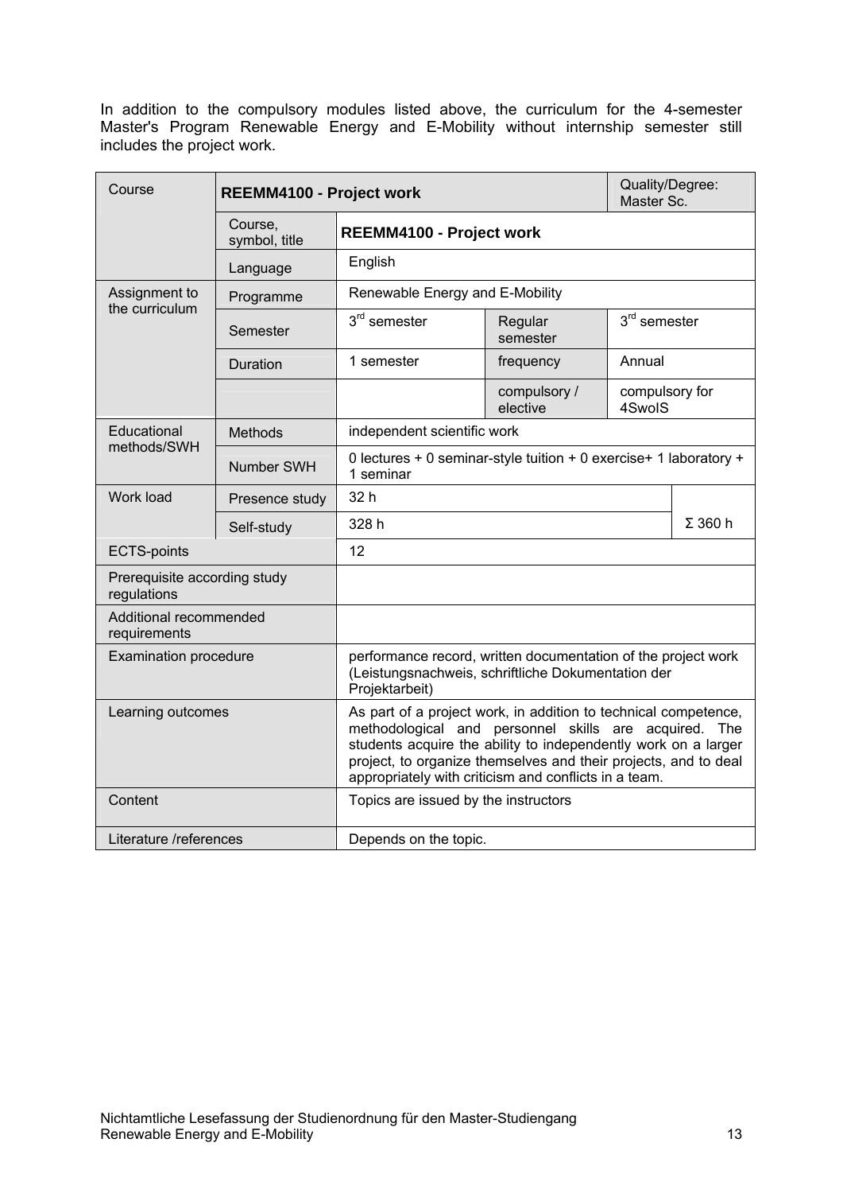In addition to the compulsory modules listed above, the curriculum for the 4-semester Master's Program Renewable Energy and E-Mobility without internship semester still includes the project work.

| Course | **REEMM4100 - Project work** | | | Quality/Degree: Master Sc. |
|---|---|---|---|---|
| | Course, symbol, title | **REEMM4100 - Project work** | | |
| | Language | English | | |
| Assignment to the curriculum | Programme | Renewable Energy and E-Mobility | | |
| | Semester | 3rd semester | Regular semester | 3rd semester |
| | Duration | 1 semester | frequency | Annual |
| | | | compulsory / elective | compulsory for 4SwoIS |
| Educational methods/SWH | Methods | independent scientific work | | |
| | Number SWH | 0 lectures + 0 seminar-style tuition + 0 exercise+ 1 laboratory + 1 seminar | | |
| Work load | Presence study | 32 h | | Σ 360 h |
| | Self-study | 328 h | | |
| ECTS-points | | 12 | | |
| Prerequisite according study regulations | | | | |
| Additional recommended requirements | | | | |
| Examination procedure | | performance record, written documentation of the project work (Leistungsnachweis, schriftliche Dokumentation der Projektarbeit) | | |
| Learning outcomes | | As part of a project work, in addition to technical competence, methodological and personnel skills are acquired. The students acquire the ability to independently work on a larger project, to organize themselves and their projects, and to deal appropriately with criticism and conflicts in a team. | | |
| Content | | Topics are issued by the instructors | | |
| Literature /references | | Depends on the topic. | | |

Nichtamtliche Lesefassung der Studienordnung für den Master-Studiengang Renewable Energy and E-Mobility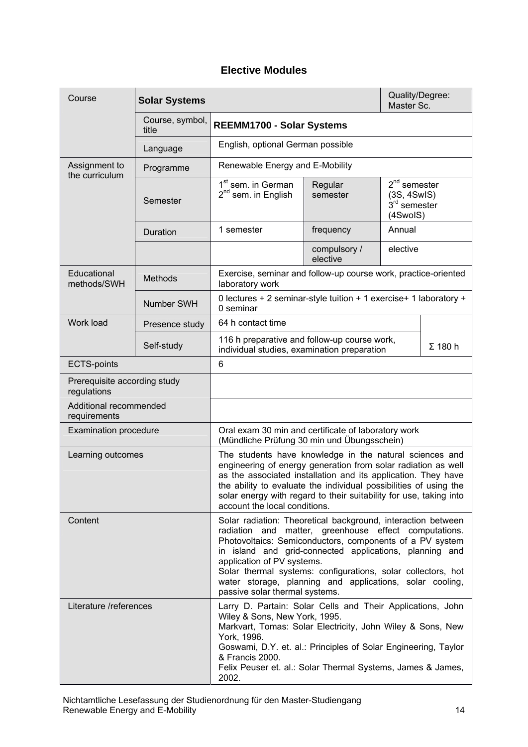## Elective Modules

| Course | Solar Systems | | | Quality/Degree: Master Sc. | |
|---|---|---|---|---|---|
| | Course, symbol, title | **REEMM1700 - Solar Systems** | | | |
| | Language | English, optional German possible | | | |
| Assignment to the curriculum | Programme | Renewable Energy and E-Mobility | | | |
| | Semester | 1st sem. in German<br>2nd sem. in English | Regular semester | 2nd semester (3S, 4SwIS)<br>3rd semester (4SwoIS) | |
| | Duration | 1 semester | frequency | Annual | |
| | | | compulsory / elective | elective | |
| Educational methods/SWH | Methods | Exercise, seminar and follow-up course work, practice-oriented laboratory work | | | |
| | Number SWH | 0 lectures + 2 seminar-style tuition + 1 exercise+ 1 laboratory + 0 seminar | | | |
| Work load | Presence study | 64 h contact time | | | Σ 180 h |
| | Self-study | 116 h preparative and follow-up course work, individual studies, examination preparation | | | |
| ECTS-points | | 6 | | | |
| Prerequisite according study regulations | | | | | |
| Additional recommended requirements | | | | | |
| Examination procedure | | Oral exam 30 min and certificate of laboratory work (Mündliche Prüfung 30 min und Übungsschein) | | | |
| Learning outcomes | | The students have knowledge in the natural sciences and engineering of energy generation from solar radiation as well as the associated installation and its application. They have the ability to evaluate the individual possibilities of using the solar energy with regard to their suitability for use, taking into account the local conditions. | | | |
| Content | | Solar radiation: Theoretical background, interaction between radiation and matter, greenhouse effect computations. Photovoltaics: Semiconductors, components of a PV system in island and grid-connected applications, planning and application of PV systems.<br>Solar thermal systems: configurations, solar collectors, hot water storage, planning and applications, solar cooling, passive solar thermal systems. | | | |
| Literature /references | | Larry D. Partain: Solar Cells and Their Applications, John Wiley & Sons, New York, 1995.<br>Markvart, Tomas: Solar Electricity, John Wiley & Sons, New York, 1996.<br>Goswami, D.Y. et. al.: Principles of Solar Engineering, Taylor & Francis 2000.<br>Felix Peuser et. al.: Solar Thermal Systems, James & James, 2002. | | | |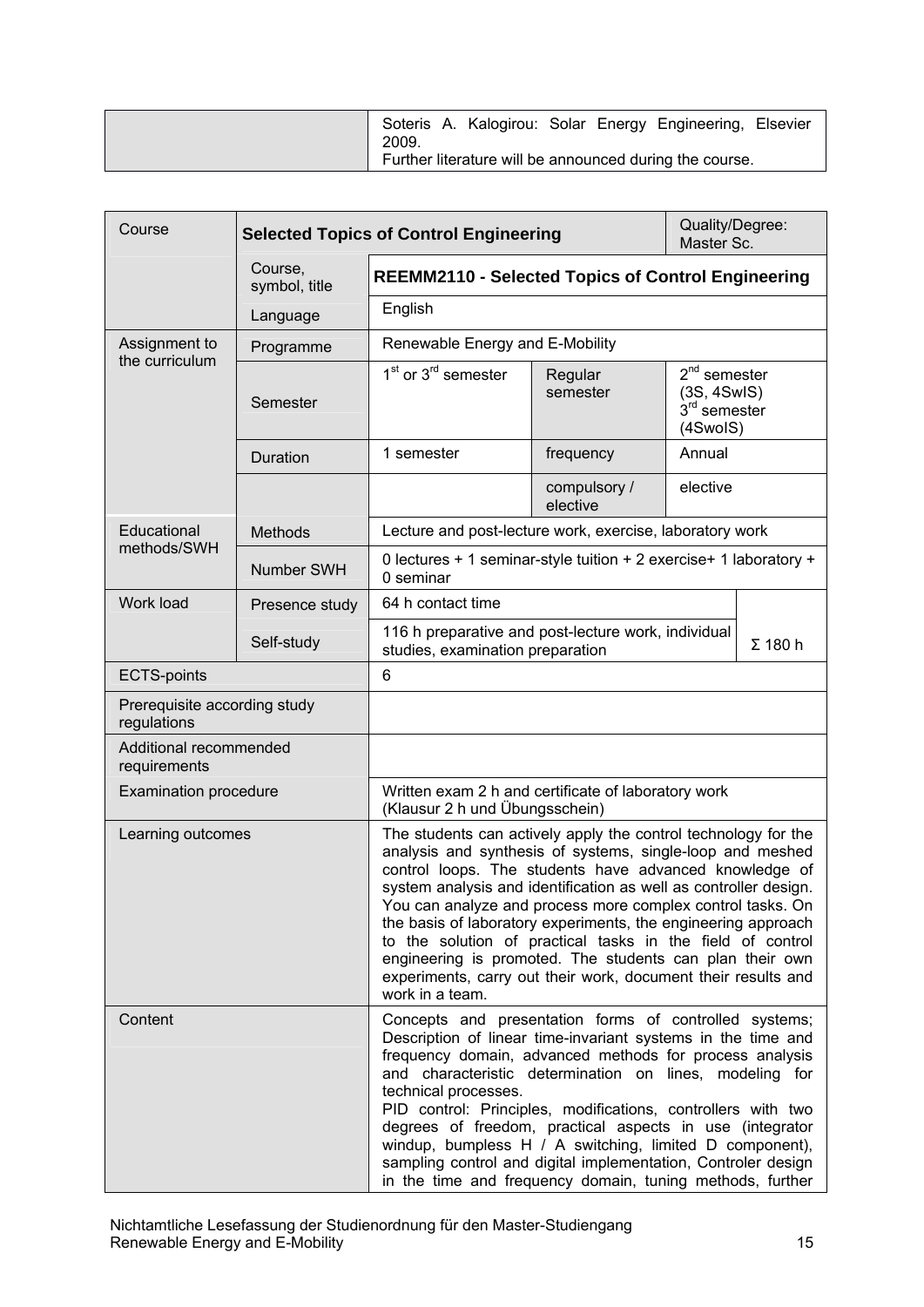| | |
|---|---|
| | Soteris A. Kalogirou: Solar Energy Engineering, Elsevier 2009.<br>Further literature will be announced during the course. |

| Course | Selected Topics of Control Engineering | | | Quality/Degree: Master Sc. | |
|---|---|---|---|---|---|
| | Course, symbol, title | **REEMM2110 - Selected Topics of Control Engineering** | | | |
| | Language | English | | | |
| Assignment to the curriculum | Programme | Renewable Energy and E-Mobility | | | |
| | Semester | 1st or 3rd semester | Regular semester | 2nd semester (3S, 4SwIS)<br>3rd semester (4SwoIS) | |
| | Duration | 1 semester | frequency | Annual | |
| | | | compulsory / elective | elective | |
| Educational methods/SWH | Methods | Lecture and post-lecture work, exercise, laboratory work | | | |
| | Number SWH | 0 lectures + 1 seminar-style tuition + 2 exercise+ 1 laboratory + 0 seminar | | | |
| Work load | Presence study | 64 h contact time | | | Σ 180 h |
| | Self-study | 116 h preparative and post-lecture work, individual studies, examination preparation | | | |
| ECTS-points | | 6 | | | |
| Prerequisite according study regulations | | | | | |
| Additional recommended requirements | | | | | |
| Examination procedure | | Written exam 2 h and certificate of laboratory work (Klausur 2 h und Übungsschein) | | | |
| Learning outcomes | | The students can actively apply the control technology for the analysis and synthesis of systems, single-loop and meshed control loops. The students have advanced knowledge of system analysis and identification as well as controller design. You can analyze and process more complex control tasks. On the basis of laboratory experiments, the engineering approach to the solution of practical tasks in the field of control engineering is promoted. The students can plan their own experiments, carry out their work, document their results and work in a team. | | | |
| Content | | Concepts and presentation forms of controlled systems; Description of linear time-invariant systems in the time and frequency domain, advanced methods for process analysis and characteristic determination on lines, modeling for technical processes.<br>PID control: Principles, modifications, controllers with two degrees of freedom, practical aspects in use (integrator windup, bumpless H / A switching, limited D component), sampling control and digital implementation, Controler design in the time and frequency domain, tuning methods, further | | | |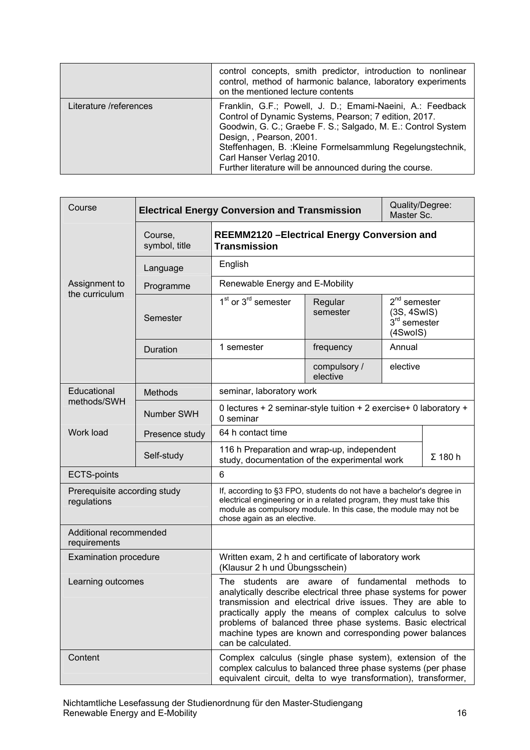| | |
|---|---|
| | control concepts, smith predictor, introduction to nonlinear control, method of harmonic balance, laboratory experiments on the mentioned lecture contents |
| Literature /references | Franklin, G.F.; Powell, J. D.; Emami-Naeini, A.: Feedback Control of Dynamic Systems, Pearson; 7 edition, 2017.<br>Goodwin, G. C.; Graebe F. S.; Salgado, M. E.: Control System Design, , Pearson, 2001.<br>Steffenhagen, B. :Kleine Formelsammlung Regelungstechnik, Carl Hanser Verlag 2010.<br>Further literature will be announced during the course. |

| Course | **Electrical Energy Conversion and Transmission** | | | Quality/Degree: Master Sc. | |
|---|---|---|---|---|---|
| Assignment to the curriculum | Course, symbol, title | **REEMM2120 –Electrical Energy Conversion and Transmission** | | | |
| | Language | English | | | |
| | Programme | Renewable Energy and E-Mobility | | | |
| | Semester | 1st or 3rd semester | Regular semester | 2nd semester (3S, 4SwIS)<br>3rd semester (4SwoIS) | |
| | Duration | 1 semester | frequency | Annual | |
| | | | compulsory / elective | elective | |
| Educational methods/SWH | Methods | seminar, laboratory work | | | |
| | Number SWH | 0 lectures + 2 seminar-style tuition + 2 exercise+ 0 laboratory + 0 seminar | | | |
| Work load | Presence study | 64 h contact time | | | Σ 180 h |
| | Self-study | 116 h Preparation and wrap-up, independent study, documentation of the experimental work | | | |
| ECTS-points | | 6 | | | |
| Prerequisite according study regulations | | If, according to §3 FPO, students do not have a bachelor's degree in electrical engineering or in a related program, they must take this module as compulsory module. In this case, the module may not be chose again as an elective. | | | |
| Additional recommended requirements | | | | | |
| Examination procedure | | Written exam, 2 h and certificate of laboratory work (Klausur 2 h und Übungsschein) | | | |
| Learning outcomes | | The students are aware of fundamental methods to analytically describe electrical three phase systems for power transmission and electrical drive issues. They are able to practically apply the means of complex calculus to solve problems of balanced three phase systems. Basic electrical machine types are known and corresponding power balances can be calculated. | | | |
| Content | | Complex calculus (single phase system), extension of the complex calculus to balanced three phase systems (per phase equivalent circuit, delta to wye transformation), transformer, | | | |

Nichtamtliche Lesefassung der Studienordnung für den Master-Studiengang Renewable Energy and E-Mobility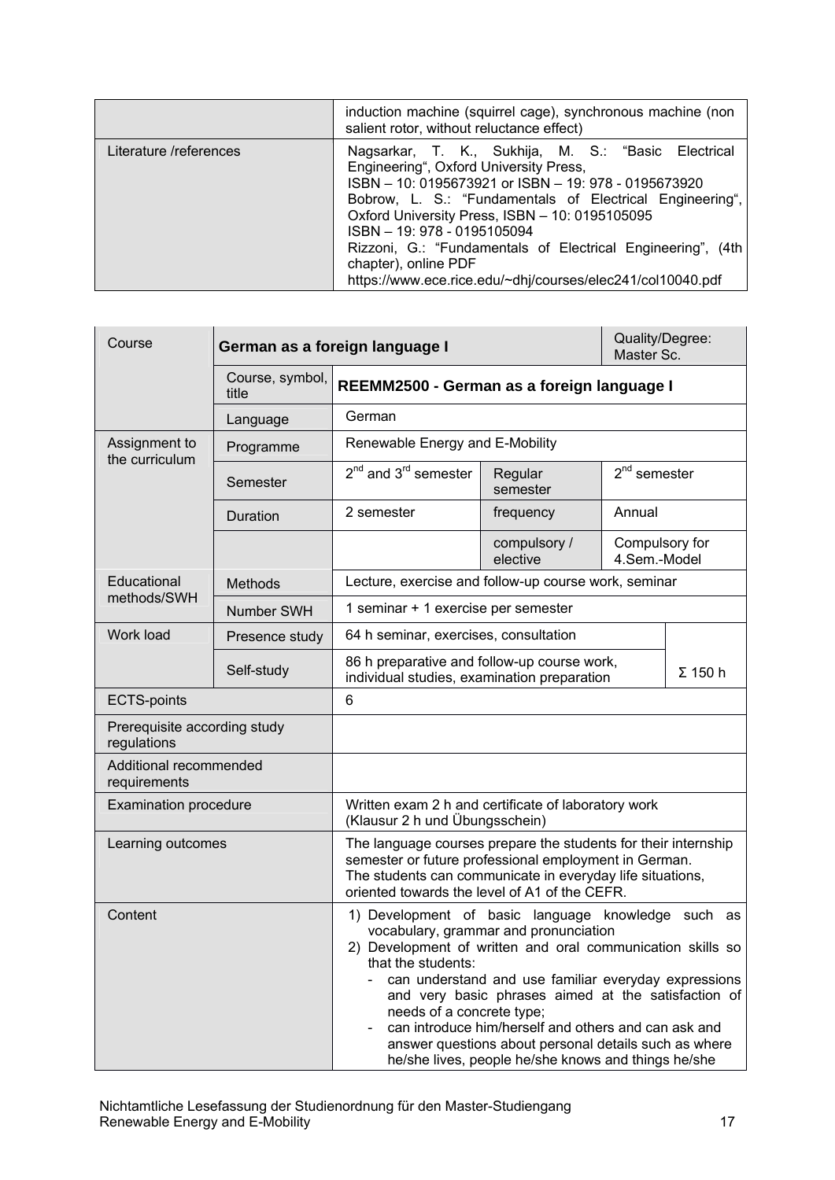| | |
|---|---|
| | induction machine (squirrel cage), synchronous machine (non salient rotor, without reluctance effect) |
| Literature /references | Nagsarkar, T. K., Sukhija, M. S.: "Basic Electrical Engineering", Oxford University Press, ISBN – 10: 0195673921 or ISBN – 19: 978 - 0195673920<br>Bobrow, L. S.: "Fundamentals of Electrical Engineering", Oxford University Press, ISBN – 10: 0195105095 ISBN – 19: 978 - 0195105094<br>Rizzoni, G.: "Fundamentals of Electrical Engineering", (4th chapter), online PDF https://www.ece.rice.edu/~dhj/courses/elec241/col10040.pdf |

| Course | **German as a foreign language I** | | | Quality/Degree: Master Sc. | |
|---|---|---|---|---|---|
| | Course, symbol, title | **REEMM2500 - German as a foreign language I** | | | |
| | Language | German | | | |
| Assignment to the curriculum | Programme | Renewable Energy and E-Mobility | | | |
| | Semester | 2nd and 3rd semester | Regular semester | 2nd semester | |
| | Duration | 2 semester | frequency | Annual | |
| | | | compulsory / elective | Compulsory for 4.Sem.-Model | |
| Educational methods/SWH | Methods | Lecture, exercise and follow-up course work, seminar | | | |
| | Number SWH | 1 seminar + 1 exercise per semester | | | |
| Work load | Presence study | 64 h seminar, exercises, consultation | | | Σ 150 h |
| | Self-study | 86 h preparative and follow-up course work, individual studies, examination preparation | | | |
| ECTS-points | | 6 | | | |
| Prerequisite according study regulations | | | | | |
| Additional recommended requirements | | | | | |
| Examination procedure | | Written exam 2 h and certificate of laboratory work (Klausur 2 h und Übungsschein) | | | |
| Learning outcomes | | The language courses prepare the students for their internship semester or future professional employment in German. The students can communicate in everyday life situations, oriented towards the level of A1 of the CEFR. | | | |
| Content | | 1) Development of basic language knowledge such as vocabulary, grammar and pronunciation<br>2) Development of written and oral communication skills so that the students:<br>- can understand and use familiar everyday expressions and very basic phrases aimed at the satisfaction of needs of a concrete type;<br>- can introduce him/herself and others and can ask and answer questions about personal details such as where he/she lives, people he/she knows and things he/she | | | |

Nichtamtliche Lesefassung der Studienordnung für den Master-Studiengang Renewable Energy and E-Mobility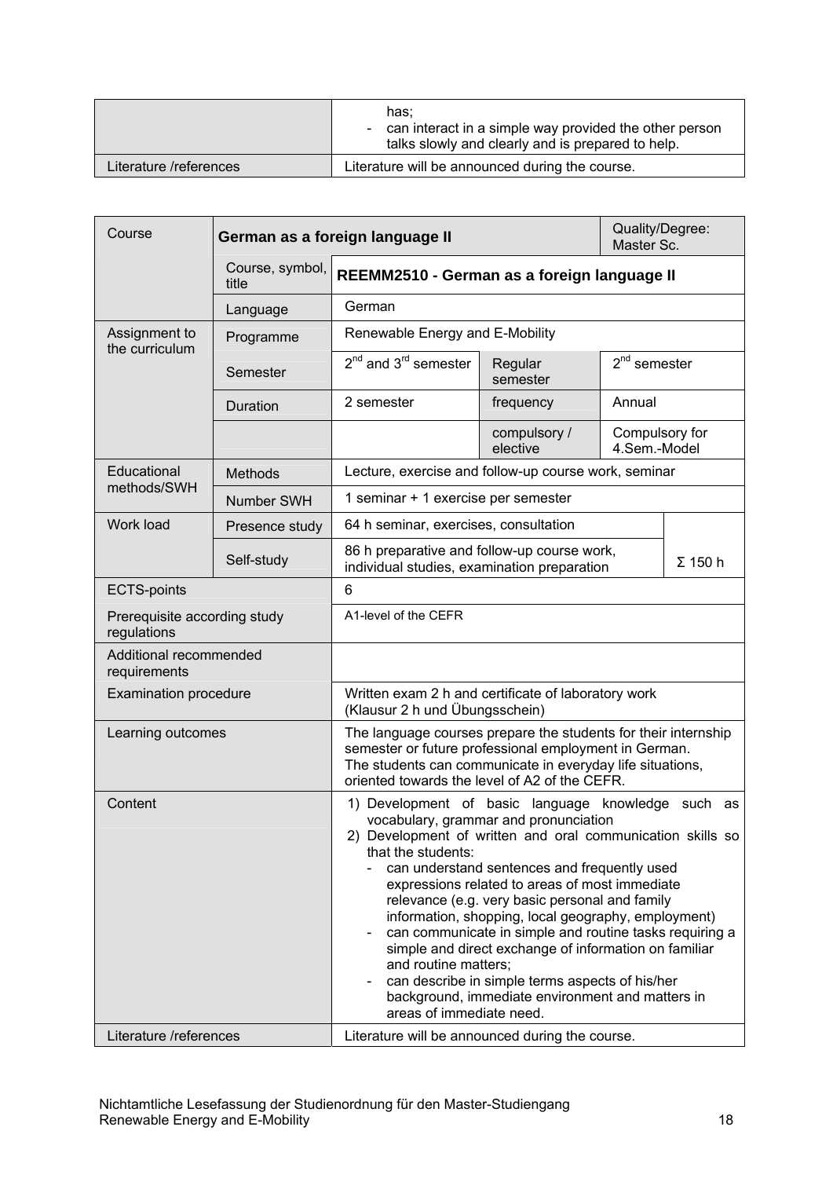| | |
|---|---|
| | has;<br>- can interact in a simple way provided the other person talks slowly and clearly and is prepared to help. |
| Literature /references | Literature will be announced during the course. |

| Course | **German as a foreign language II** | | | Quality/Degree: Master Sc. | |
|---|---|---|---|---|---|
| | Course, symbol, title | **REEMM2510 - German as a foreign language II** | | | |
| | Language | German | | | |
| Assignment to the curriculum | Programme | Renewable Energy and E-Mobility | | | |
| | Semester | 2nd and 3rd semester | Regular semester | 2nd semester | |
| | Duration | 2 semester | frequency | Annual | |
| | | | compulsory / elective | Compulsory for 4.Sem.-Model | |
| Educational methods/SWH | Methods | Lecture, exercise and follow-up course work, seminar | | | |
| | Number SWH | 1 seminar + 1 exercise per semester | | | |
| Work load | Presence study | 64 h seminar, exercises, consultation | | | Σ 150 h |
| | Self-study | 86 h preparative and follow-up course work, individual studies, examination preparation | | | |
| ECTS-points | | 6 | | | |
| Prerequisite according study regulations | | A1-level of the CEFR | | | |
| Additional recommended requirements | | | | | |
| Examination procedure | | Written exam 2 h and certificate of laboratory work (Klausur 2 h und Übungsschein) | | | |
| Learning outcomes | | The language courses prepare the students for their internship semester or future professional employment in German.<br>The students can communicate in everyday life situations, oriented towards the level of A2 of the CEFR. | | | |
| Content | | 1) Development of basic language knowledge such as vocabulary, grammar and pronunciation<br>2) Development of written and oral communication skills so that the students:<br>- can understand sentences and frequently used expressions related to areas of most immediate relevance (e.g. very basic personal and family information, shopping, local geography, employment)<br>- can communicate in simple and routine tasks requiring a simple and direct exchange of information on familiar and routine matters;<br>- can describe in simple terms aspects of his/her background, immediate environment and matters in areas of immediate need. | | | |
| Literature /references | | Literature will be announced during the course. | | | |

Nichtamtliche Lesefassung der Studienordnung für den Master-Studiengang Renewable Energy and E-Mobility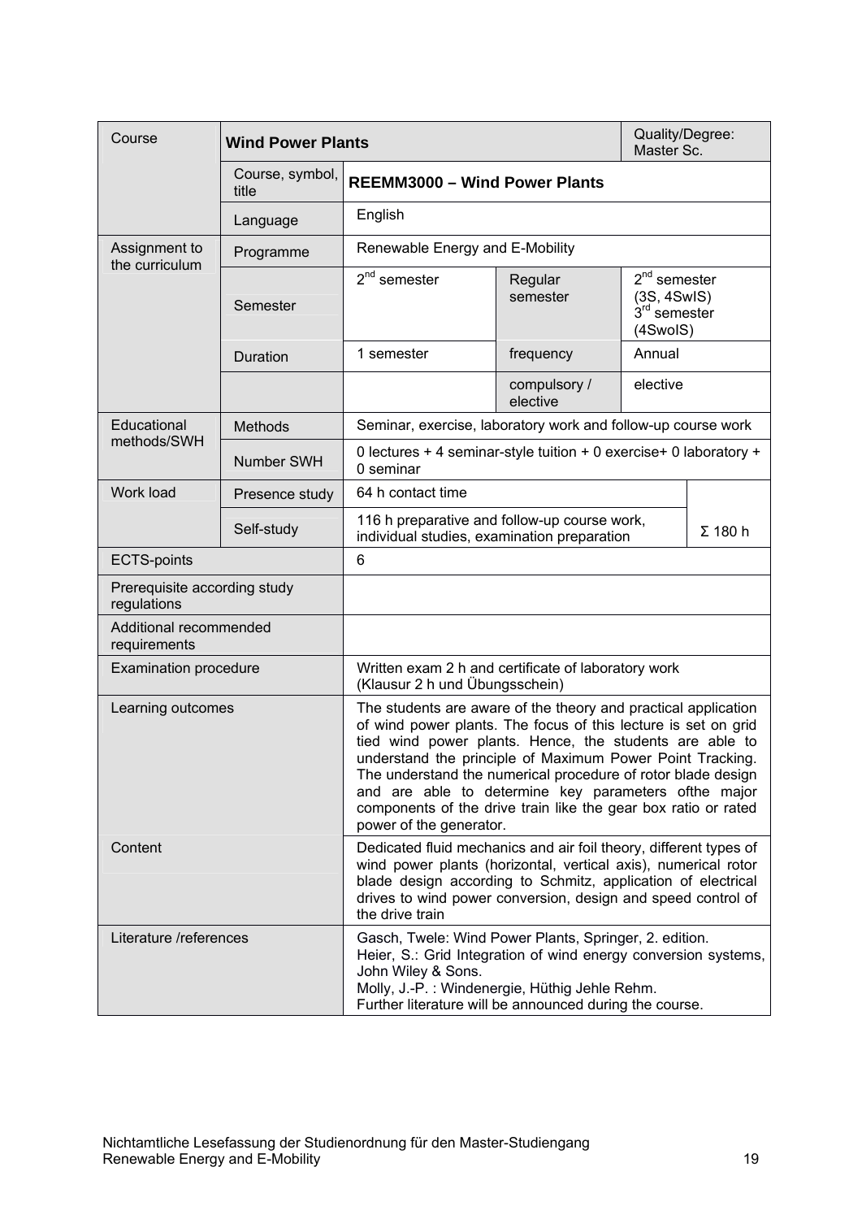| Course | **Wind Power Plants** | | | Quality/Degree: Master Sc. |
|---|---|---|---|---|
| | Course, symbol, title | **REEMM3000 – Wind Power Plants** | | |
| | Language | English | | |
| Assignment to the curriculum | Programme | Renewable Energy and E-Mobility | | |
| | Semester | 2nd semester | Regular semester | 2nd semester (3S, 4SwIS) 3rd semester (4SwoIS) |
| | Duration | 1 semester | frequency | Annual |
| | | | compulsory / elective | elective |
| Educational methods/SWH | Methods | Seminar, exercise, laboratory work and follow-up course work | | |
| | Number SWH | 0 lectures + 4 seminar-style tuition + 0 exercise+ 0 laboratory + 0 seminar | | |
| Work load | Presence study | 64 h contact time | | |
| | Self-study | 116 h preparative and follow-up course work, individual studies, examination preparation | | Σ 180 h |
| ECTS-points | | 6 | | |
| Prerequisite according study regulations | | | | |
| Additional recommended requirements | | | | |
| Examination procedure | | Written exam 2 h and certificate of laboratory work (Klausur 2 h und Übungsschein) | | |
| Learning outcomes | | The students are aware of the theory and practical application of wind power plants. The focus of this lecture is set on grid tied wind power plants. Hence, the students are able to understand the principle of Maximum Power Point Tracking. The understand the numerical procedure of rotor blade design and are able to determine key parameters ofthe major components of the drive train like the gear box ratio or rated power of the generator. | | |
| Content | | Dedicated fluid mechanics and air foil theory, different types of wind power plants (horizontal, vertical axis), numerical rotor blade design according to Schmitz, application of electrical drives to wind power conversion, design and speed control of the drive train | | |
| Literature /references | | Gasch, Twele: Wind Power Plants, Springer, 2. edition. Heier, S.: Grid Integration of wind energy conversion systems, John Wiley & Sons. Molly, J.-P. : Windenergie, Hüthig Jehle Rehm. Further literature will be announced during the course. | | |

Nichtamtliche Lesefassung der Studienordnung für den Master-Studiengang Renewable Energy and E-Mobility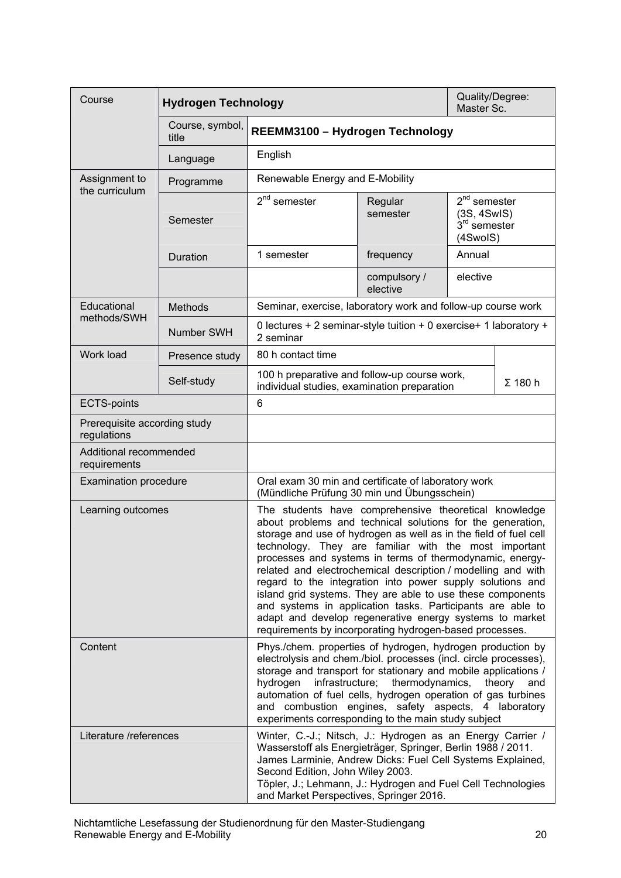| Course | **Hydrogen Technology** | | | Quality/Degree: Master Sc. | |
|---|---|---|---|---|---|
| | Course, symbol, title | **REEMM3100 – Hydrogen Technology** | | | |
| | Language | English | | | |
| Assignment to the curriculum | Programme | Renewable Energy and E-Mobility | | | |
| | Semester | 2nd semester | Regular semester | 2nd semester (3S, 4SwIS) 3rd semester (4SwoIS) | |
| | Duration | 1 semester | frequency | Annual | |
| | | | compulsory / elective | elective | |
| Educational methods/SWH | Methods | Seminar, exercise, laboratory work and follow-up course work | | | |
| | Number SWH | 0 lectures + 2 seminar-style tuition + 0 exercise+ 1 laboratory + 2 seminar | | | |
| Work load | Presence study | 80 h contact time | | | |
| | Self-study | 100 h preparative and follow-up course work, individual studies, examination preparation | | | Σ 180 h |
| ECTS-points | | 6 | | | |
| Prerequisite according study regulations | | | | | |
| Additional recommended requirements | | | | | |
| Examination procedure | | Oral exam 30 min and certificate of laboratory work (Mündliche Prüfung 30 min und Übungsschein) | | | |
| Learning outcomes | | The students have comprehensive theoretical knowledge about problems and technical solutions for the generation, storage and use of hydrogen as well as in the field of fuel cell technology. They are familiar with the most important processes and systems in terms of thermodynamic, energy-related and electrochemical description / modelling and with regard to the integration into power supply solutions and island grid systems. They are able to use these components and systems in application tasks. Participants are able to adapt and develop regenerative energy systems to market requirements by incorporating hydrogen-based processes. | | | |
| Content | | Phys./chem. properties of hydrogen, hydrogen production by electrolysis and chem./biol. processes (incl. circle processes), storage and transport for stationary and mobile applications / hydrogen infrastructure; thermodynamics, theory and automation of fuel cells, hydrogen operation of gas turbines and combustion engines, safety aspects, 4 laboratory experiments corresponding to the main study subject | | | |
| Literature /references | | Winter, C.-J.; Nitsch, J.: Hydrogen as an Energy Carrier / Wasserstoff als Energieträger, Springer, Berlin 1988 / 2011. James Larminie, Andrew Dicks: Fuel Cell Systems Explained, Second Edition, John Wiley 2003. Töpler, J.; Lehmann, J.: Hydrogen and Fuel Cell Technologies and Market Perspectives, Springer 2016. | | | |

Nichtamtliche Lesefassung der Studienordnung für den Master-Studiengang Renewable Energy and E-Mobility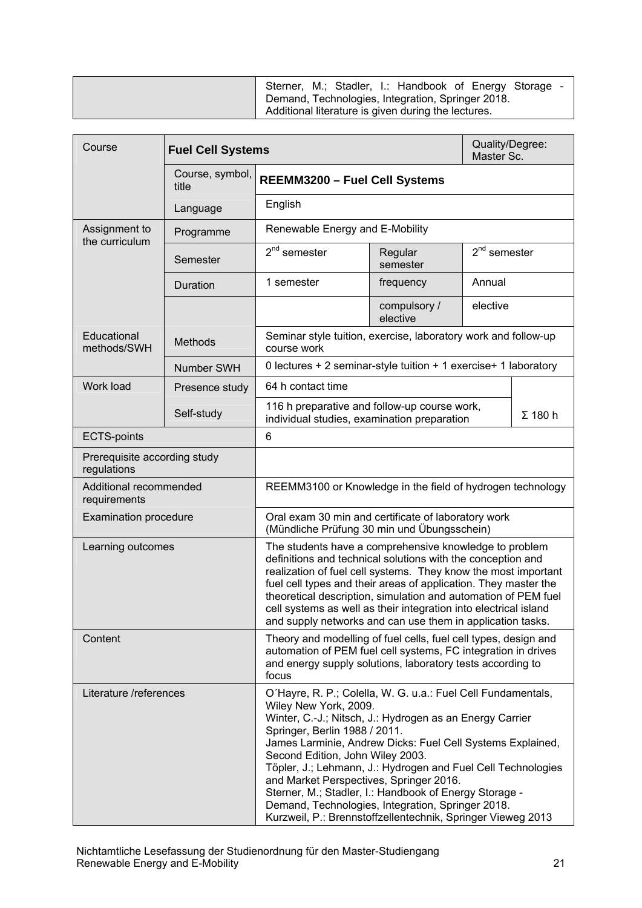| | |
|---|---|
| | Sterner, M.; Stadler, I.: Handbook of Energy Storage - Demand, Technologies, Integration, Springer 2018. Additional literature is given during the lectures. |

| Course | **Fuel Cell Systems** | | | Quality/Degree: Master Sc. | |
|---|---|---|---|---|---|
| | Course, symbol, title | **REEMM3200 – Fuel Cell Systems** | | | |
| | Language | English | | | |
| Assignment to the curriculum | Programme | Renewable Energy and E-Mobility | | | |
| | Semester | $2^{nd}$ semester | Regular semester | $2^{nd}$ semester | |
| | Duration | 1 semester | frequency | Annual | |
| | | | compulsory / elective | elective | |
| Educational methods/SWH | Methods | Seminar style tuition, exercise, laboratory work and follow-up course work | | | |
| | Number SWH | 0 lectures + 2 seminar-style tuition + 1 exercise+ 1 laboratory | | | |
| Work load | Presence study | 64 h contact time | | | Σ 180 h |
| | Self-study | 116 h preparative and follow-up course work, individual studies, examination preparation | | | |
| ECTS-points | | 6 | | | |
| Prerequisite according study regulations | | | | | |
| Additional recommended requirements | | REEMM3100 or Knowledge in the field of hydrogen technology | | | |
| Examination procedure | | Oral exam 30 min and certificate of laboratory work (Mündliche Prüfung 30 min und Übungsschein) | | | |
| Learning outcomes | | The students have a comprehensive knowledge to problem definitions and technical solutions with the conception and realization of fuel cell systems. They know the most important fuel cell types and their areas of application. They master the theoretical description, simulation and automation of PEM fuel cell systems as well as their integration into electrical island and supply networks and can use them in application tasks. | | | |
| Content | | Theory and modelling of fuel cells, fuel cell types, design and automation of PEM fuel cell systems, FC integration in drives and energy supply solutions, laboratory tests according to focus | | | |
| Literature /references | | O´Hayre, R. P.; Colella, W. G. u.a.: Fuel Cell Fundamentals, Wiley New York, 2009.<br>Winter, C.-J.; Nitsch, J.: Hydrogen as an Energy Carrier Springer, Berlin 1988 / 2011.<br>James Larminie, Andrew Dicks: Fuel Cell Systems Explained, Second Edition, John Wiley 2003.<br>Töpler, J.; Lehmann, J.: Hydrogen and Fuel Cell Technologies and Market Perspectives, Springer 2016.<br>Sterner, M.; Stadler, I.: Handbook of Energy Storage - Demand, Technologies, Integration, Springer 2018.<br>Kurzweil, P.: Brennstoffzellentechnik, Springer Vieweg 2013 | | | |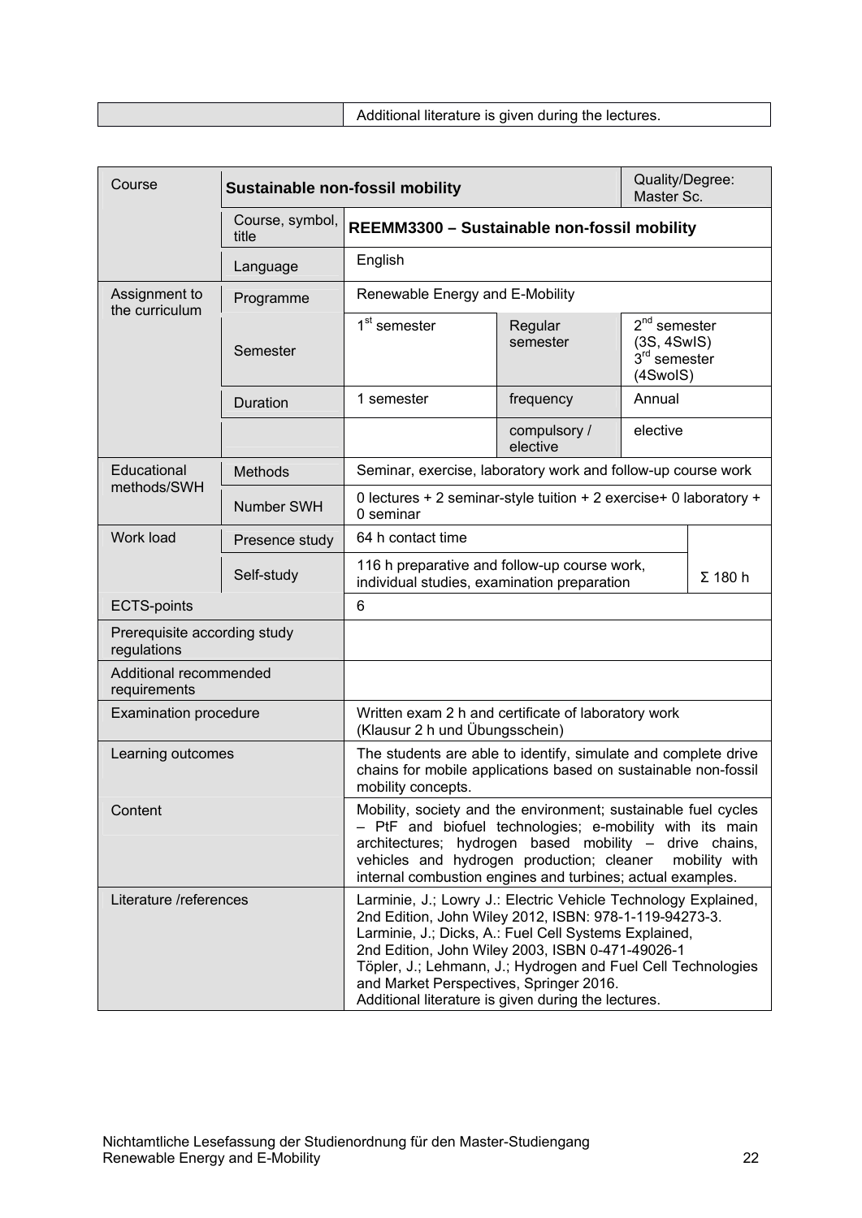| | Additional literature is given during the lectures. |
|---|---|

| Course | | | | Quality/Degree: Master Sc. |
|---|---|---|---|---|
| | **Sustainable non-fossil mobility** | | | |
| | Course, symbol, title | **REEMM3300 – Sustainable non-fossil mobility** | | |
| | Language | English | | |
| Assignment to the curriculum | Programme | Renewable Energy and E-Mobility | | |
| | Semester | 1st semester | Regular semester | 2nd semester (3S, 4SwIS) 3rd semester (4SwoIS) |
| | Duration | 1 semester | frequency | Annual |
| | | | compulsory / elective | elective |
| Educational methods/SWH | Methods | Seminar, exercise, laboratory work and follow-up course work | | |
| | Number SWH | 0 lectures + 2 seminar-style tuition + 2 exercise+ 0 laboratory + 0 seminar | | |
| Work load | Presence study | 64 h contact time | | |
| | Self-study | 116 h preparative and follow-up course work, individual studies, examination preparation | | Σ 180 h |
| ECTS-points | | 6 | | |
| Prerequisite according study regulations | | | | |
| Additional recommended requirements | | | | |
| Examination procedure | | Written exam 2 h and certificate of laboratory work (Klausur 2 h und Übungsschein) | | |
| Learning outcomes | | The students are able to identify, simulate and complete drive chains for mobile applications based on sustainable non-fossil mobility concepts. | | |
| Content | | Mobility, society and the environment; sustainable fuel cycles – PtF and biofuel technologies; e-mobility with its main architectures; hydrogen based mobility – drive chains, vehicles and hydrogen production; cleaner mobility with internal combustion engines and turbines; actual examples. | | |
| Literature /references | | Larminie, J.; Lowry J.: Electric Vehicle Technology Explained, 2nd Edition, John Wiley 2012, ISBN: 978-1-119-94273-3. Larminie, J.; Dicks, A.: Fuel Cell Systems Explained, 2nd Edition, John Wiley 2003, ISBN 0-471-49026-1 Töpler, J.; Lehmann, J.; Hydrogen and Fuel Cell Technologies and Market Perspectives, Springer 2016. Additional literature is given during the lectures. | | |

Nichtamtliche Lesefassung der Studienordnung für den Master-Studiengang Renewable Energy and E-Mobility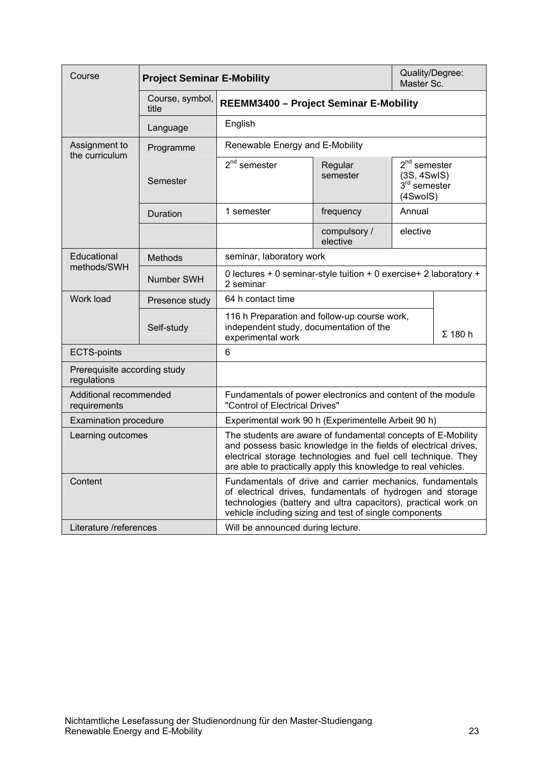| Course | **Project Seminar E-Mobility** | | | Quality/Degree: Master Sc. | |
|---|---|---|---|---|---|
| | Course, symbol, title | **REEMM3400 – Project Seminar E-Mobility** | | | |
| | Language | English | | | |
| Assignment to the curriculum | Programme | Renewable Energy and E-Mobility | | | |
| | Semester | $2^{nd}$ semester | Regular semester | $2^{nd}$ semester (3S, 4SwIS) $3^{rd}$ semester (4SwoIS) | |
| | Duration | 1 semester | frequency | Annual | |
| | | | compulsory / elective | elective | |
| Educational methods/SWH | Methods | seminar, laboratory work | | | |
| | Number SWH | 0 lectures + 0 seminar-style tuition + 0 exercise+ 2 laboratory + 2 seminar | | | |
| Work load | Presence study | 64 h contact time | | | |
| | Self-study | 116 h Preparation and follow-up course work, independent study, documentation of the experimental work | | | Σ 180 h |
| ECTS-points | | 6 | | | |
| Prerequisite according study regulations | | | | | |
| Additional recommended requirements | | Fundamentals of power electronics and content of the module "Control of Electrical Drives" | | | |
| Examination procedure | | Experimental work 90 h (Experimentelle Arbeit 90 h) | | | |
| Learning outcomes | | The students are aware of fundamental concepts of E-Mobility and possess basic knowledge in the fields of electrical drives, electrical storage technologies and fuel cell technique. They are able to practically apply this knowledge to real vehicles. | | | |
| Content | | Fundamentals of drive and carrier mechanics, fundamentals of electrical drives, fundamentals of hydrogen and storage technologies (battery and ultra capacitors), practical work on vehicle including sizing and test of single components | | | |
| Literature /references | | Will be announced during lecture. | | | |

Nichtamtliche Lesefassung der Studienordnung für den Master-Studiengang Renewable Energy and E-Mobility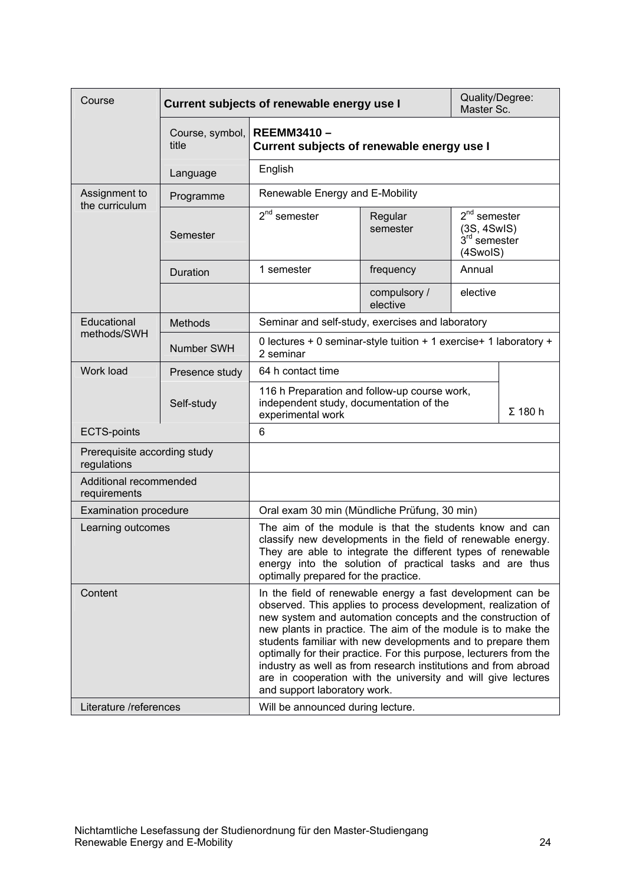| Course | Current subjects of renewable energy use I | | | Quality/Degree: Master Sc. |
|---|---|---|---|---|
| | Course, symbol, title | **REEMM3410 – Current subjects of renewable energy use I** | | |
| | Language | English | | |
| Assignment to the curriculum | Programme | Renewable Energy and E-Mobility | | |
| | Semester | 2nd semester | Regular semester | 2nd semester (3S, 4SwIS) 3rd semester (4SwoIS) |
| | Duration | 1 semester | frequency | Annual |
| | | | compulsory / elective | elective |
| Educational methods/SWH | Methods | Seminar and self-study, exercises and laboratory | | |
| | Number SWH | 0 lectures + 0 seminar-style tuition + 1 exercise+ 1 laboratory + 2 seminar | | |
| Work load | Presence study | 64 h contact time | | |
| | Self-study | 116 h Preparation and follow-up course work, independent study, documentation of the experimental work | | Σ 180 h |
| ECTS-points | | 6 | | |
| Prerequisite according study regulations | | | | |
| Additional recommended requirements | | | | |
| Examination procedure | | Oral exam 30 min (Mündliche Prüfung, 30 min) | | |
| Learning outcomes | | The aim of the module is that the students know and can classify new developments in the field of renewable energy. They are able to integrate the different types of renewable energy into the solution of practical tasks and are thus optimally prepared for the practice. | | |
| Content | | In the field of renewable energy a fast development can be observed. This applies to process development, realization of new system and automation concepts and the construction of new plants in practice. The aim of the module is to make the students familiar with new developments and to prepare them optimally for their practice. For this purpose, lecturers from the industry as well as from research institutions and from abroad are in cooperation with the university and will give lectures and support laboratory work. | | |
| Literature /references | | Will be announced during lecture. | | |

Nichtamtliche Lesefassung der Studienordnung für den Master-Studiengang Renewable Energy and E-Mobility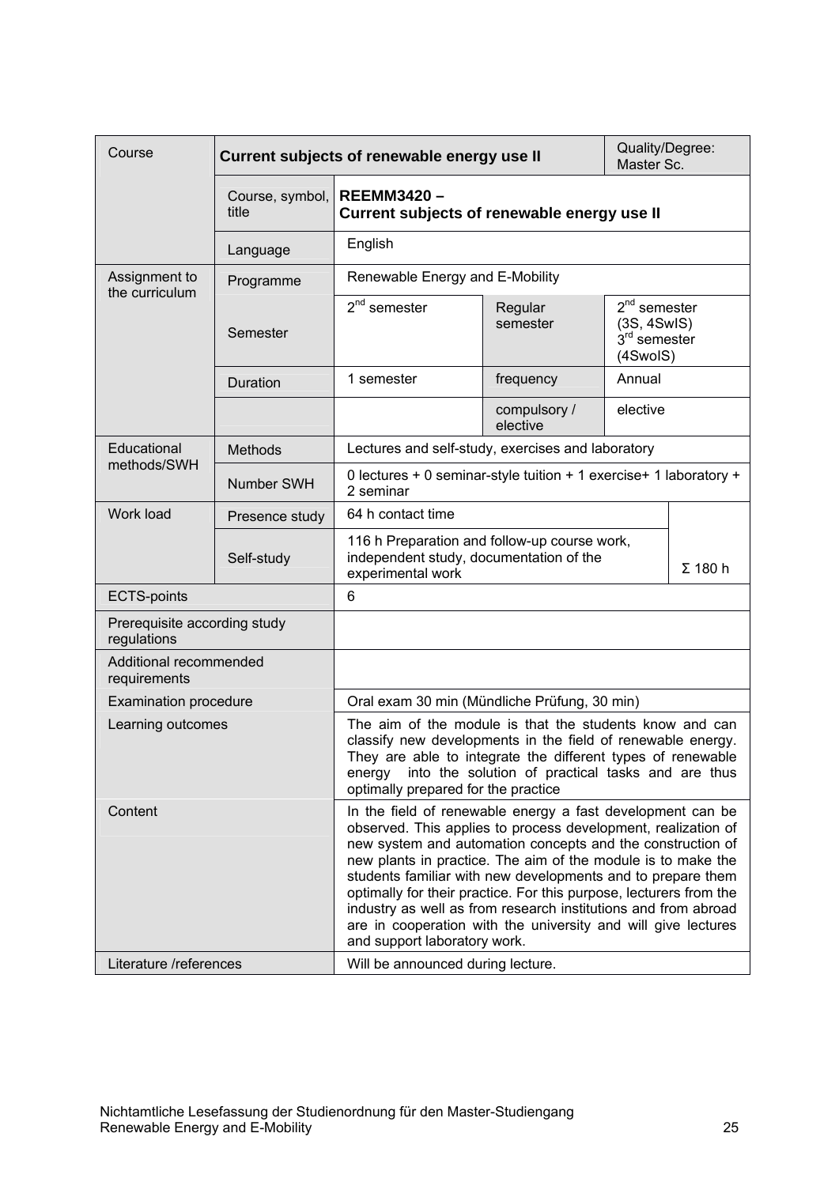| Course | Current subjects of renewable energy use II | | | Quality/Degree: Master Sc. |
|---|---|---|---|---|
| | Course, symbol, title | **REEMM3420 – Current subjects of renewable energy use II** | | |
| | Language | English | | |
| Assignment to the curriculum | Programme | Renewable Energy and E-Mobility | | |
| | Semester | 2nd semester | Regular semester | 2nd semester (3S, 4SwIS) 3rd semester (4SwoIS) |
| | Duration | 1 semester | frequency | Annual |
| | | | compulsory / elective | elective |
| Educational methods/SWH | Methods | Lectures and self-study, exercises and laboratory | | |
| | Number SWH | 0 lectures + 0 seminar-style tuition + 1 exercise+ 1 laboratory + 2 seminar | | |
| Work load | Presence study | 64 h contact time | | Σ 180 h |
| | Self-study | 116 h Preparation and follow-up course work, independent study, documentation of the experimental work | | |
| ECTS-points | | 6 | | |
| Prerequisite according study regulations | | | | |
| Additional recommended requirements | | | | |
| Examination procedure | | Oral exam 30 min (Mündliche Prüfung, 30 min) | | |
| Learning outcomes | | The aim of the module is that the students know and can classify new developments in the field of renewable energy. They are able to integrate the different types of renewable energy into the solution of practical tasks and are thus optimally prepared for the practice | | |
| Content | | In the field of renewable energy a fast development can be observed. This applies to process development, realization of new system and automation concepts and the construction of new plants in practice. The aim of the module is to make the students familiar with new developments and to prepare them optimally for their practice. For this purpose, lecturers from the industry as well as from research institutions and from abroad are in cooperation with the university and will give lectures and support laboratory work. | | |
| Literature /references | | Will be announced during lecture. | | |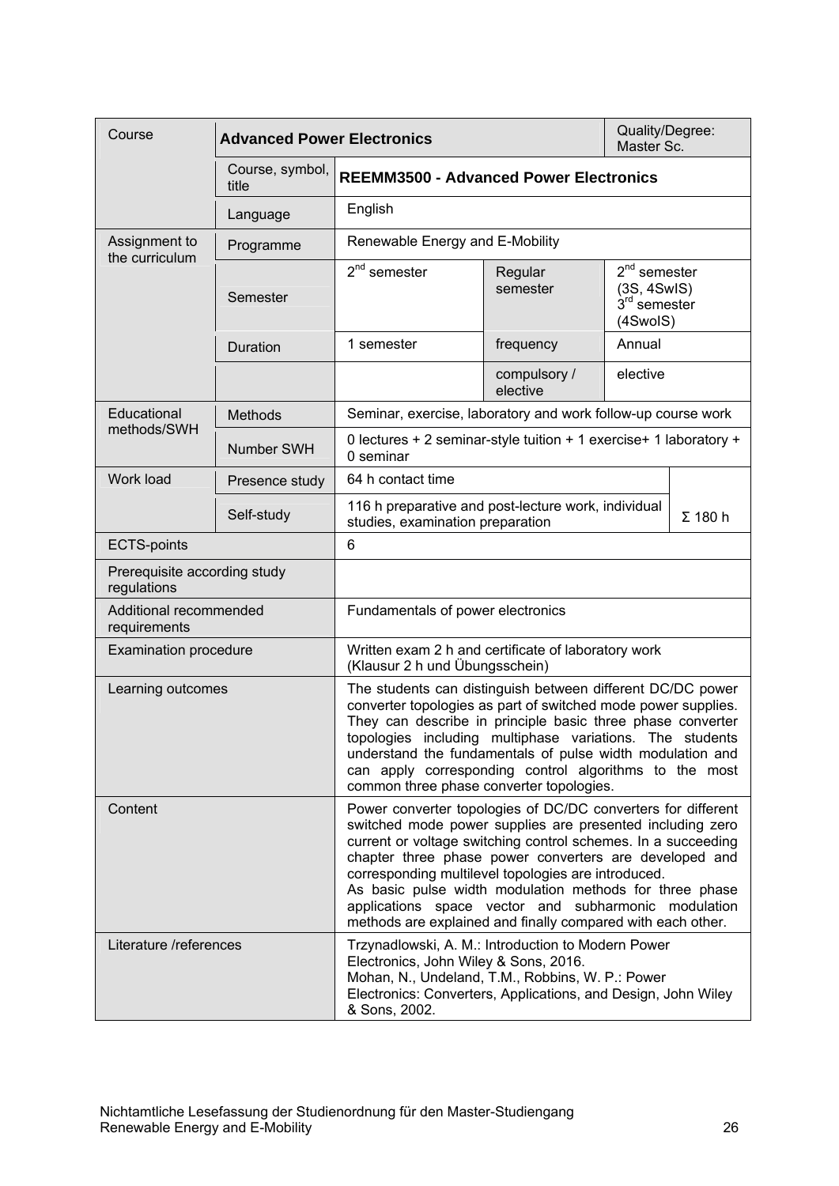| Course | **Advanced Power Electronics** | | | Quality/Degree: Master Sc. | |
|---|---|---|---|---|---|
| | Course, symbol, title | **REEMM3500 - Advanced Power Electronics** | | | |
| | Language | English | | | |
| Assignment to the curriculum | Programme | Renewable Energy and E-Mobility | | | |
| | Semester | 2nd semester | Regular semester | 2nd semester (3S, 4SwIS) 3rd semester (4SwoIS) | |
| | Duration | 1 semester | frequency | Annual | |
| | | | compulsory / elective | elective | |
| Educational methods/SWH | Methods | Seminar, exercise, laboratory and work follow-up course work | | | |
| | Number SWH | 0 lectures + 2 seminar-style tuition + 1 exercise+ 1 laboratory + 0 seminar | | | |
| Work load | Presence study | 64 h contact time | | | Σ 180 h |
| | Self-study | 116 h preparative and post-lecture work, individual studies, examination preparation | | | |
| ECTS-points | | 6 | | | |
| Prerequisite according study regulations | | | | | |
| Additional recommended requirements | | Fundamentals of power electronics | | | |
| Examination procedure | | Written exam 2 h and certificate of laboratory work (Klausur 2 h und Übungsschein) | | | |
| Learning outcomes | | The students can distinguish between different DC/DC power converter topologies as part of switched mode power supplies. They can describe in principle basic three phase converter topologies including multiphase variations. The students understand the fundamentals of pulse width modulation and can apply corresponding control algorithms to the most common three phase converter topologies. | | | |
| Content | | Power converter topologies of DC/DC converters for different switched mode power supplies are presented including zero current or voltage switching control schemes. In a succeeding chapter three phase power converters are developed and corresponding multilevel topologies are introduced. As basic pulse width modulation methods for three phase applications space vector and subharmonic modulation methods are explained and finally compared with each other. | | | |
| Literature /references | | Trzynadlowski, A. M.: Introduction to Modern Power Electronics, John Wiley & Sons, 2016. Mohan, N., Undeland, T.M., Robbins, W. P.: Power Electronics: Converters, Applications, and Design, John Wiley & Sons, 2002. | | | |

Nichtamtliche Lesefassung der Studienordnung für den Master-Studiengang Renewable Energy and E-Mobility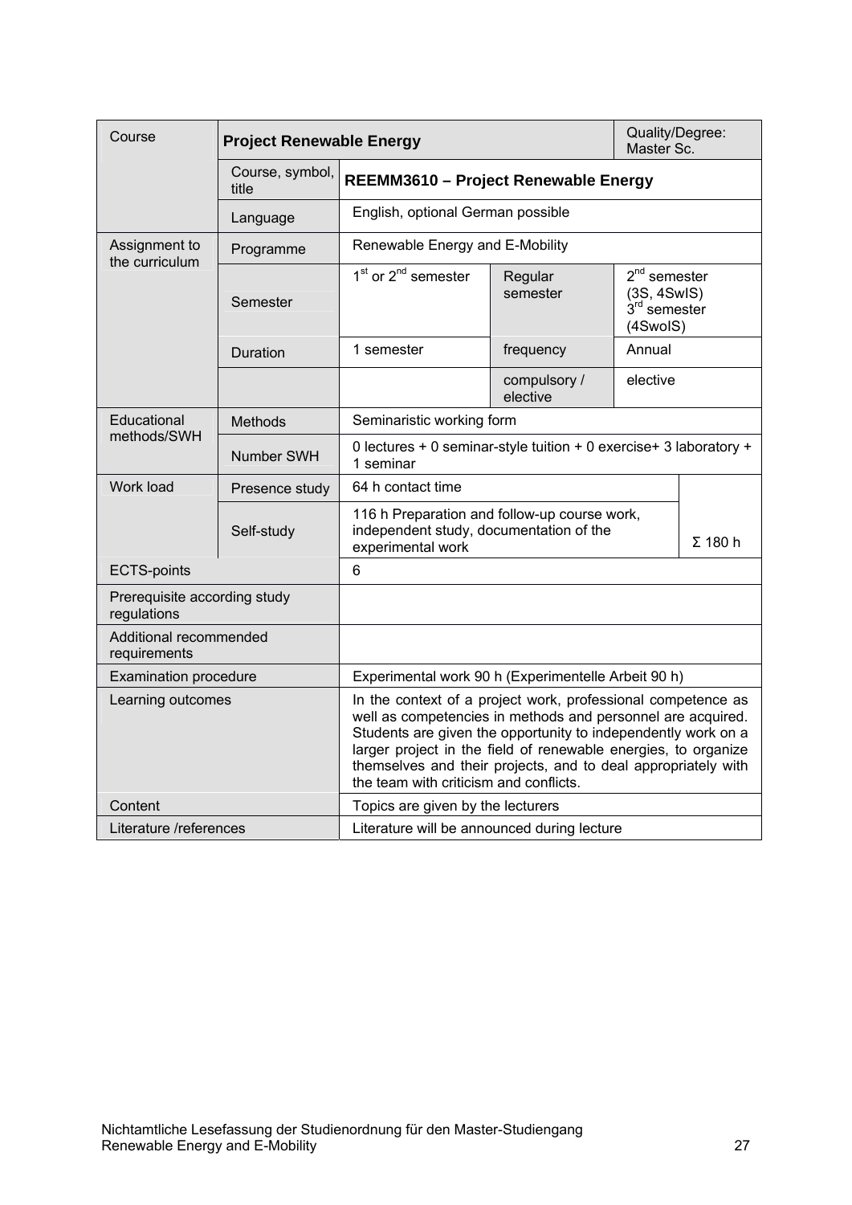| Course | Project Renewable Energy | | | Quality/Degree: Master Sc. |
|---|---|---|---|---|
| | Course, symbol, title | **REEMM3610 – Project Renewable Energy** | | |
| | Language | English, optional German possible | | |
| Assignment to the curriculum | Programme | Renewable Energy and E-Mobility | | |
| | Semester | 1st or 2nd semester | Regular semester | 2nd semester (3S, 4SwIS) 3rd semester (4SwoIS) |
| | Duration | 1 semester | frequency | Annual |
| | | | compulsory / elective | elective |
| Educational methods/SWH | Methods | Seminaristic working form | | |
| | Number SWH | 0 lectures + 0 seminar-style tuition + 0 exercise+ 3 laboratory + 1 seminar | | |
| Work load | Presence study | 64 h contact time | | Σ 180 h |
| | Self-study | 116 h Preparation and follow-up course work, independent study, documentation of the experimental work | | |
| ECTS-points | | 6 | | |
| Prerequisite according study regulations | | | | |
| Additional recommended requirements | | | | |
| Examination procedure | | Experimental work 90 h (Experimentelle Arbeit 90 h) | | |
| Learning outcomes | | In the context of a project work, professional competence as well as competencies in methods and personnel are acquired. Students are given the opportunity to independently work on a larger project in the field of renewable energies, to organize themselves and their projects, and to deal appropriately with the team with criticism and conflicts. | | |
| Content | | Topics are given by the lecturers | | |
| Literature /references | | Literature will be announced during lecture | | |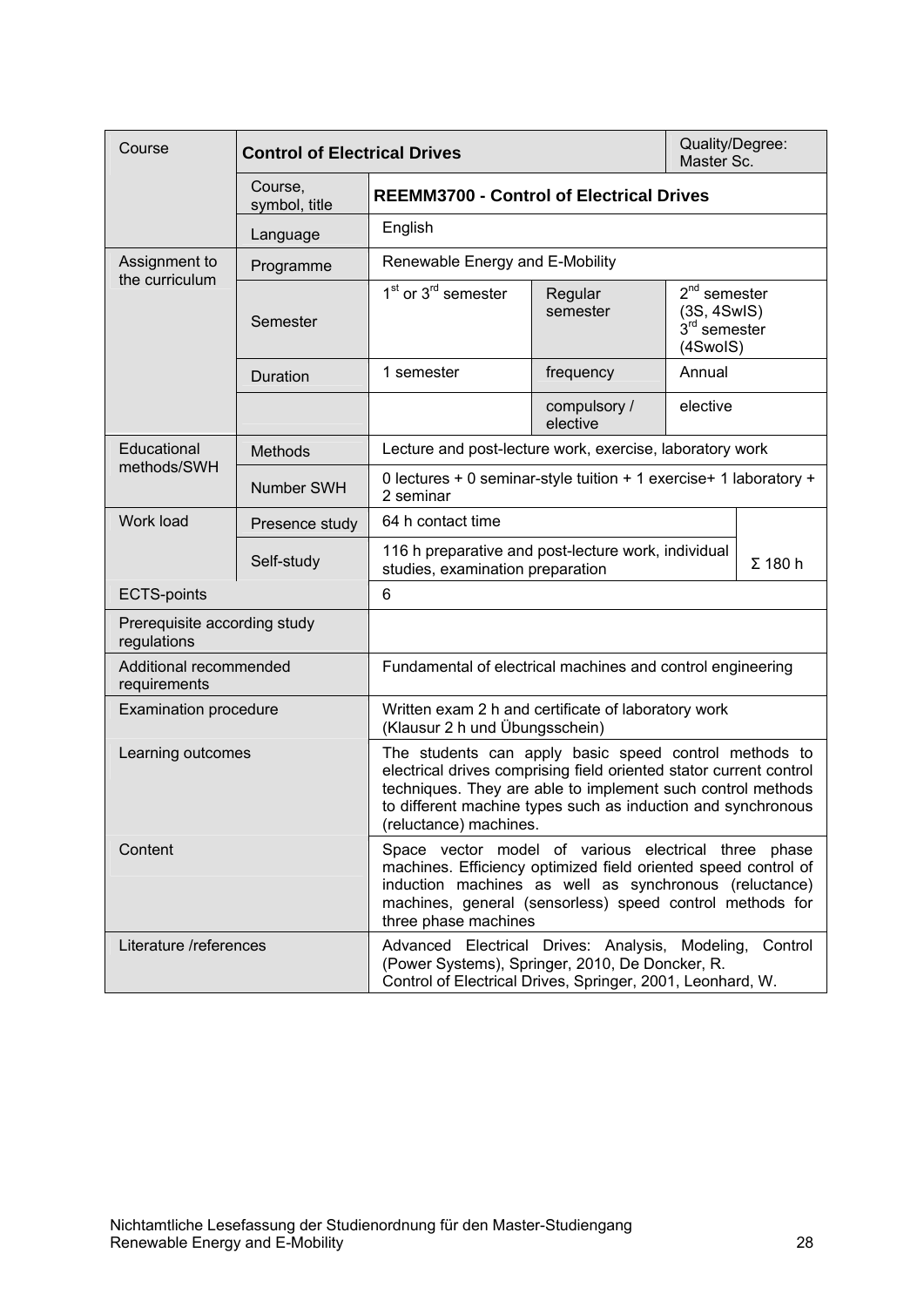| Course | Control of Electrical Drives | | | | Quality/Degree: Master Sc. |
|---|---|---|---|---|---|
| | Course, symbol, title | **REEMM3700 - Control of Electrical Drives** | | | |
| | Language | English | | | |
| Assignment to the curriculum | Programme | Renewable Energy and E-Mobility | | | |
| | Semester | 1st or 3rd semester | Regular semester | 2nd semester (3S, 4SwIS) 3rd semester (4SwoIS) | |
| | Duration | 1 semester | frequency | Annual | |
| | | | compulsory / elective | elective | |
| Educational methods/SWH | Methods | Lecture and post-lecture work, exercise, laboratory work | | | |
| | Number SWH | 0 lectures + 0 seminar-style tuition + 1 exercise+ 1 laboratory + 2 seminar | | | |
| Work load | Presence study | 64 h contact time | | | Σ 180 h |
| | Self-study | 116 h preparative and post-lecture work, individual studies, examination preparation | | | |
| ECTS-points | | 6 | | | |
| Prerequisite according study regulations | | | | | |
| Additional recommended requirements | | Fundamental of electrical machines and control engineering | | | |
| Examination procedure | | Written exam 2 h and certificate of laboratory work (Klausur 2 h und Übungsschein) | | | |
| Learning outcomes | | The students can apply basic speed control methods to electrical drives comprising field oriented stator current control techniques. They are able to implement such control methods to different machine types such as induction and synchronous (reluctance) machines. | | | |
| Content | | Space vector model of various electrical three phase machines. Efficiency optimized field oriented speed control of induction machines as well as synchronous (reluctance) machines, general (sensorless) speed control methods for three phase machines | | | |
| Literature /references | | Advanced Electrical Drives: Analysis, Modeling, Control (Power Systems), Springer, 2010, De Doncker, R. Control of Electrical Drives, Springer, 2001, Leonhard, W. | | | |

Nichtamtliche Lesefassung der Studienordnung für den Master-Studiengang Renewable Energy and E-Mobility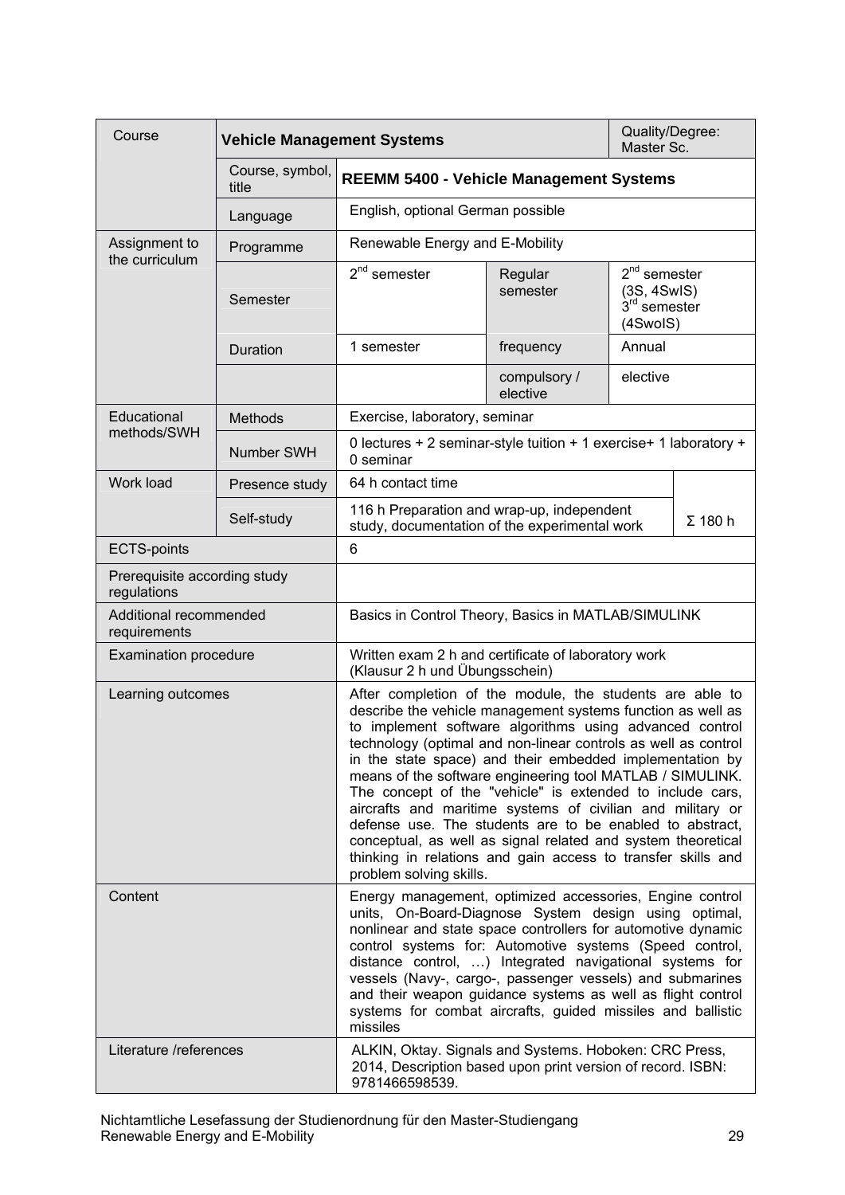| Course | Vehicle Management Systems | | | Quality/Degree: Master Sc. |
|---|---|---|---|---|
| | Course, symbol, title | **REEMM 5400 - Vehicle Management Systems** | | |
| | Language | English, optional German possible | | |
| Assignment to the curriculum | Programme | Renewable Energy and E-Mobility | | |
| | Semester | 2nd semester | Regular semester | 2nd semester (3S, 4SwIS) 3rd semester (4SwoIS) |
| | Duration | 1 semester | frequency | Annual |
| | | | compulsory / elective | elective |
| Educational methods/SWH | Methods | Exercise, laboratory, seminar | | |
| | Number SWH | 0 lectures + 2 seminar-style tuition + 1 exercise+ 1 laboratory + 0 seminar | | |
| Work load | Presence study | 64 h contact time | | |
| | Self-study | 116 h Preparation and wrap-up, independent study, documentation of the experimental work | | Σ 180 h |
| ECTS-points | | 6 | | |
| Prerequisite according study regulations | | | | |
| Additional recommended requirements | | Basics in Control Theory, Basics in MATLAB/SIMULINK | | |
| Examination procedure | | Written exam 2 h and certificate of laboratory work (Klausur 2 h und Übungsschein) | | |
| Learning outcomes | | After completion of the module, the students are able to describe the vehicle management systems function as well as to implement software algorithms using advanced control technology (optimal and non-linear controls as well as control in the state space) and their embedded implementation by means of the software engineering tool MATLAB / SIMULINK. The concept of the "vehicle" is extended to include cars, aircrafts and maritime systems of civilian and military or defense use. The students are to be enabled to abstract, conceptual, as well as signal related and system theoretical thinking in relations and gain access to transfer skills and problem solving skills. | | |
| Content | | Energy management, optimized accessories, Engine control units, On-Board-Diagnose System design using optimal, nonlinear and state space controllers for automotive dynamic control systems for: Automotive systems (Speed control, distance control, …) Integrated navigational systems for vessels (Navy-, cargo-, passenger vessels) and submarines and their weapon guidance systems as well as flight control systems for combat aircrafts, guided missiles and ballistic missiles | | |
| Literature /references | | ALKIN, Oktay. Signals and Systems. Hoboken: CRC Press, 2014, Description based upon print version of record. ISBN: 9781466598539. | | |

Nichtamtliche Lesefassung der Studienordnung für den Master-Studiengang Renewable Energy and E-Mobility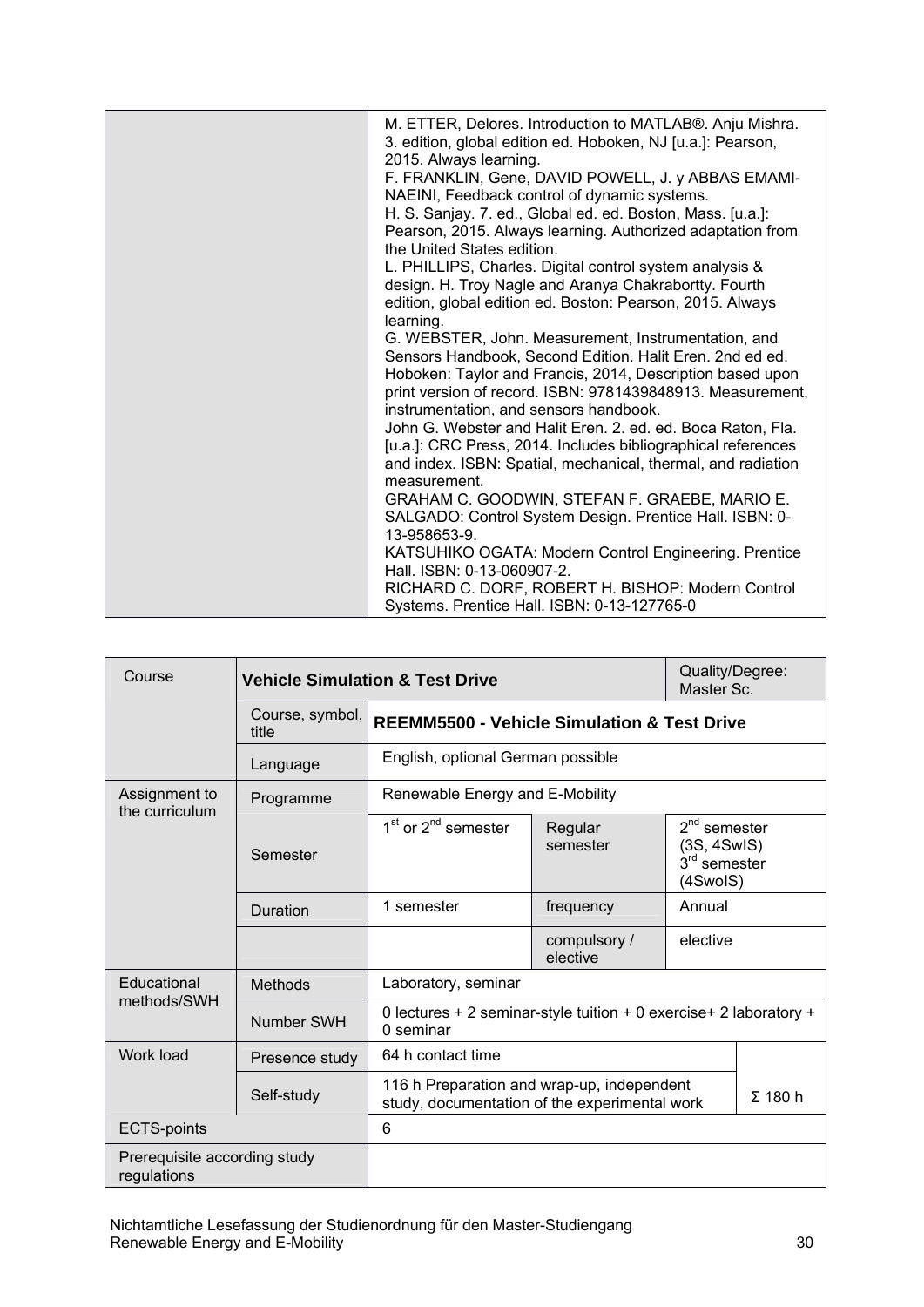| | |
|---|---|
| | M. ETTER, Delores. Introduction to MATLAB®. Anju Mishra. 3. edition, global edition ed. Hoboken, NJ [u.a.]: Pearson, 2015. Always learning.<br>F. FRANKLIN, Gene, DAVID POWELL, J. y ABBAS EMAMI-NAEINI, Feedback control of dynamic systems.<br>H. S. Sanjay. 7. ed., Global ed. ed. Boston, Mass. [u.a.]: Pearson, 2015. Always learning. Authorized adaptation from the United States edition.<br>L. PHILLIPS, Charles. Digital control system analysis & design. H. Troy Nagle and Aranya Chakrabortty. Fourth edition, global edition ed. Boston: Pearson, 2015. Always learning.<br>G. WEBSTER, John. Measurement, Instrumentation, and Sensors Handbook, Second Edition. Halit Eren. 2nd ed ed. Hoboken: Taylor and Francis, 2014, Description based upon print version of record. ISBN: 9781439848913. Measurement, instrumentation, and sensors handbook.<br>John G. Webster and Halit Eren. 2. ed. ed. Boca Raton, Fla. [u.a.]: CRC Press, 2014. Includes bibliographical references and index. ISBN: Spatial, mechanical, thermal, and radiation measurement.<br>GRAHAM C. GOODWIN, STEFAN F. GRAEBE, MARIO E. SALGADO: Control System Design. Prentice Hall. ISBN: 0-13-958653-9.<br>KATSUHIKO OGATA: Modern Control Engineering. Prentice Hall. ISBN: 0-13-060907-2.<br>RICHARD C. DORF, ROBERT H. BISHOP: Modern Control Systems. Prentice Hall. ISBN: 0-13-127765-0 |

| Course | **Vehicle Simulation & Test Drive** | | | Quality/Degree: Master Sc. |
|---|---|---|---|---|
| | Course, symbol, title | **REEMM5500 - Vehicle Simulation & Test Drive** | | |
| | Language | English, optional German possible | | |
| Assignment to the curriculum | Programme | Renewable Energy and E-Mobility | | |
| | Semester | 1st or 2nd semester | Regular semester | 2nd semester (3S, 4SwIS)<br>3rd semester (4SwoIS) |
| | Duration | 1 semester | frequency | Annual |
| | | | compulsory / elective | elective |
| Educational methods/SWH | Methods | Laboratory, seminar | | |
| | Number SWH | 0 lectures + 2 seminar-style tuition + 0 exercise+ 2 laboratory + 0 seminar | | |
| Work load | Presence study | 64 h contact time | | Σ 180 h |
| | Self-study | 116 h Preparation and wrap-up, independent study, documentation of the experimental work | | |
| ECTS-points | | 6 | | |
| Prerequisite according study regulations | | | | |

Nichtamtliche Lesefassung der Studienordnung für den Master-Studiengang Renewable Energy and E-Mobility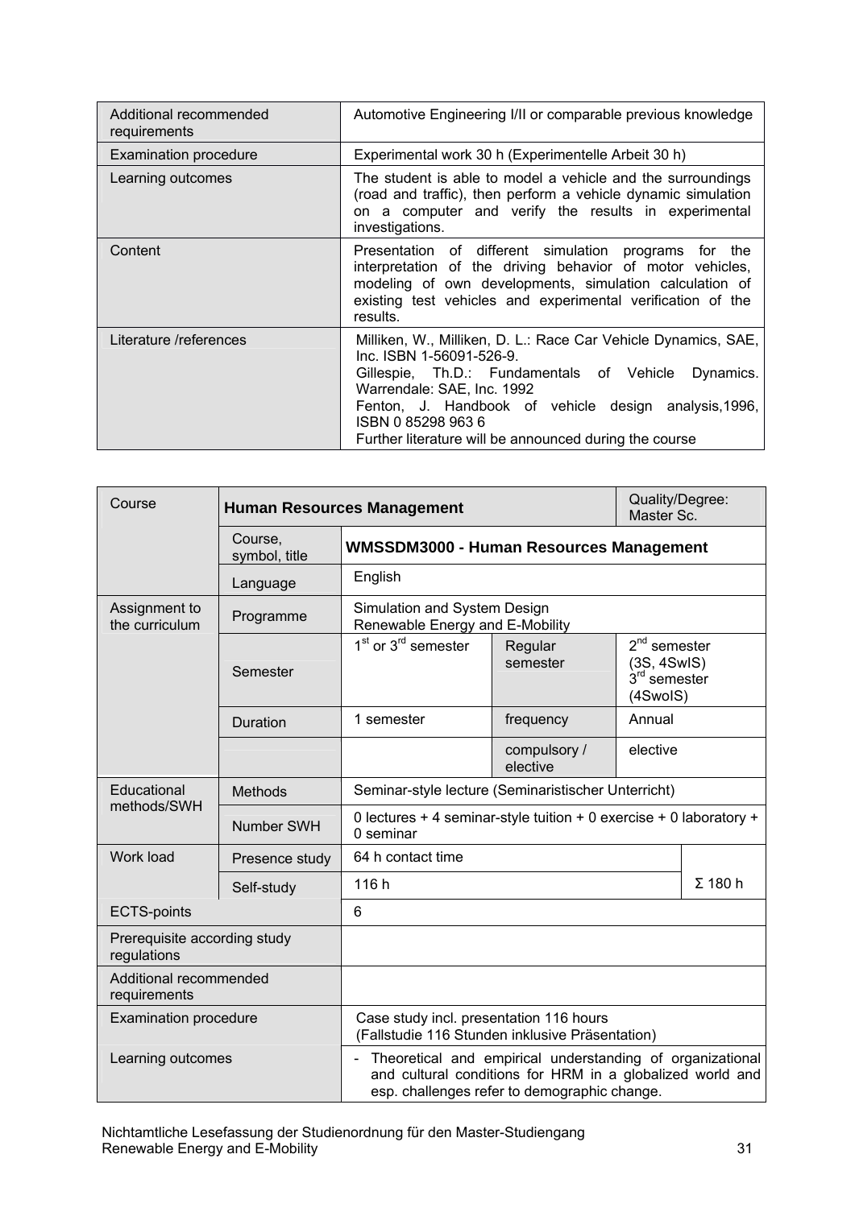| | |
|---|---|
| Additional recommended requirements | Automotive Engineering I/II or comparable previous knowledge |
| Examination procedure | Experimental work 30 h (Experimentelle Arbeit 30 h) |
| Learning outcomes | The student is able to model a vehicle and the surroundings (road and traffic), then perform a vehicle dynamic simulation on a computer and verify the results in experimental investigations. |
| Content | Presentation of different simulation programs for the interpretation of the driving behavior of motor vehicles, modeling of own developments, simulation calculation of existing test vehicles and experimental verification of the results. |
| Literature /references | Milliken, W., Milliken, D. L.: Race Car Vehicle Dynamics, SAE, Inc. ISBN 1-56091-526-9.<br>Gillespie, Th.D.: Fundamentals of Vehicle Dynamics. Warrendale: SAE, Inc. 1992<br>Fenton, J. Handbook of vehicle design analysis,1996, ISBN 0 85298 963 6<br>Further literature will be announced during the course |

| | | | | |
|---|---|---|---|---|
| Course | **Human Resources Management** | | | Quality/Degree: Master Sc. |
| | Course, symbol, title | **WMSSDM3000 - Human Resources Management** | | |
| | Language | English | | |
| Assignment to the curriculum | Programme | Simulation and System Design<br>Renewable Energy and E-Mobility | | |
| | Semester | 1st or 3rd semester | Regular semester | 2nd semester (3S, 4SwIS)<br>3rd semester (4SwoIS) |
| | Duration | 1 semester | frequency | Annual |
| | | | compulsory / elective | elective |
| Educational methods/SWH | Methods | Seminar-style lecture (Seminaristischer Unterricht) | | |
| | Number SWH | 0 lectures + 4 seminar-style tuition + 0 exercise + 0 laboratory + 0 seminar | | |
| Work load | Presence study | 64 h contact time | | Σ 180 h |
| | Self-study | 116 h | | |
| ECTS-points | | 6 | | |
| Prerequisite according study regulations | | | | |
| Additional recommended requirements | | | | |
| Examination procedure | | Case study incl. presentation 116 hours<br>(Fallstudie 116 Stunden inklusive Präsentation) | | |
| Learning outcomes | | - Theoretical and empirical understanding of organizational and cultural conditions for HRM in a globalized world and esp. challenges refer to demographic change. | | |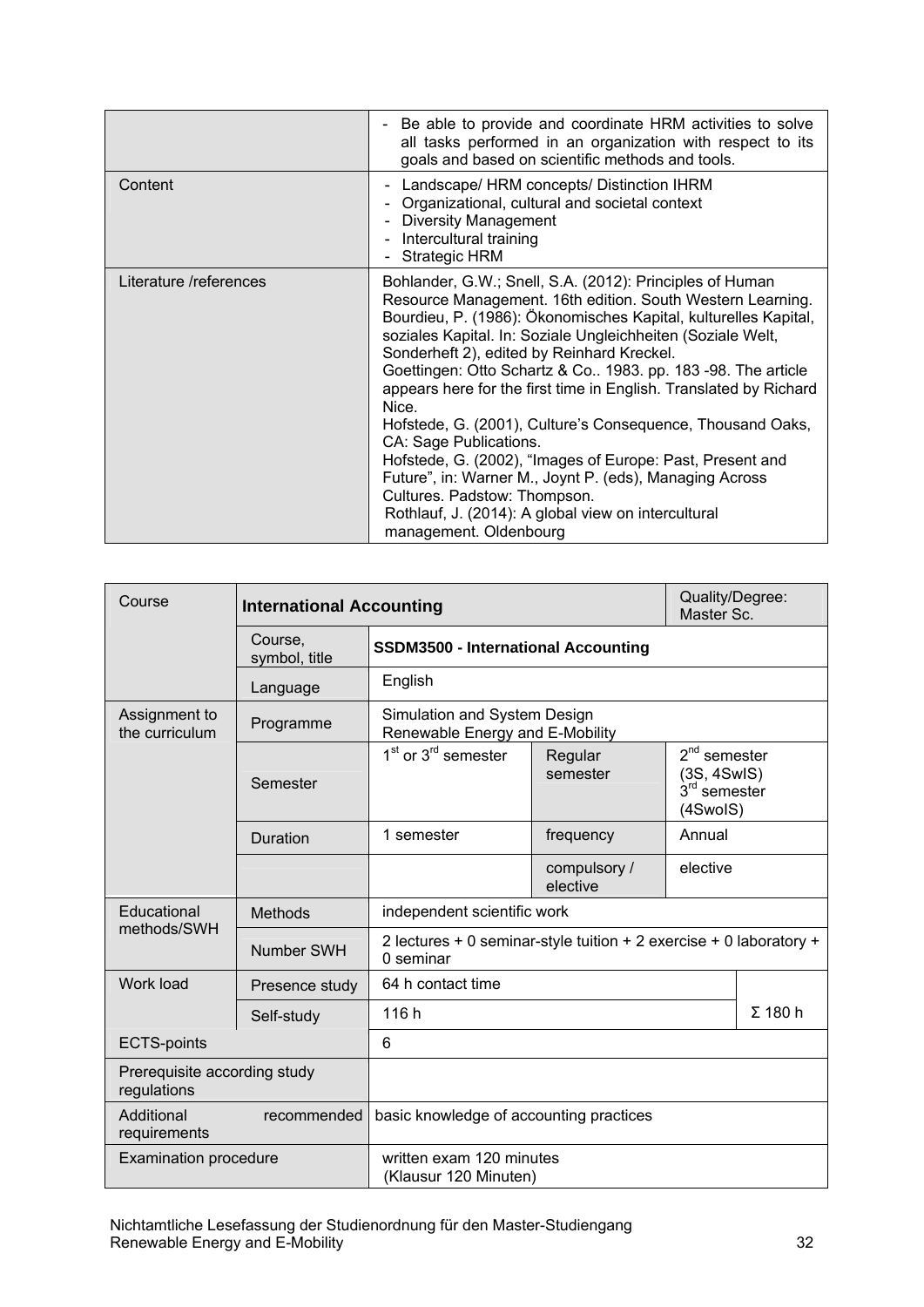| | |
|---|---|
| | - Be able to provide and coordinate HRM activities to solve all tasks performed in an organization with respect to its goals and based on scientific methods and tools. |
| Content | - Landscape/ HRM concepts/ Distinction IHRM<br>- Organizational, cultural and societal context<br>- Diversity Management<br>- Intercultural training<br>- Strategic HRM |
| Literature /references | Bohlander, G.W.; Snell, S.A. (2012): Principles of Human Resource Management. 16th edition. South Western Learning.<br>Bourdieu, P. (1986): Ökonomisches Kapital, kulturelles Kapital, soziales Kapital. In: Soziale Ungleichheiten (Soziale Welt, Sonderheft 2), edited by Reinhard Kreckel.<br>Goettingen: Otto Schartz & Co.. 1983. pp. 183 -98. The article appears here for the first time in English. Translated by Richard Nice.<br>Hofstede, G. (2001), Culture's Consequence, Thousand Oaks, CA: Sage Publications.<br>Hofstede, G. (2002), "Images of Europe: Past, Present and Future", in: Warner M., Joynt P. (eds), Managing Across Cultures. Padstow: Thompson.<br>Rothlauf, J. (2014): A global view on intercultural management. Oldenbourg |

| Course | **International Accounting** | | | Quality/Degree: Master Sc. |
|---|---|---|---|---|
| | Course, symbol, title | **SSDM3500 - International Accounting** | | |
| | Language | English | | |
| Assignment to the curriculum | Programme | Simulation and System Design<br>Renewable Energy and E-Mobility | | |
| | Semester | 1st or 3rd semester | Regular semester | 2nd semester (3S, 4SwIS)<br>3rd semester (4SwoIS) |
| | Duration | 1 semester | frequency | Annual |
| | | | compulsory / elective | elective |
| Educational methods/SWH | Methods | independent scientific work | | |
| | Number SWH | 2 lectures + 0 seminar-style tuition + 2 exercise + 0 laboratory + 0 seminar | | |
| Work load | Presence study | 64 h contact time | | Σ 180 h |
| | Self-study | 116 h | | |
| ECTS-points | | 6 | | |
| Prerequisite according study regulations | | | | |
| Additional recommended requirements | | basic knowledge of accounting practices | | |
| Examination procedure | | written exam 120 minutes<br>(Klausur 120 Minuten) | | |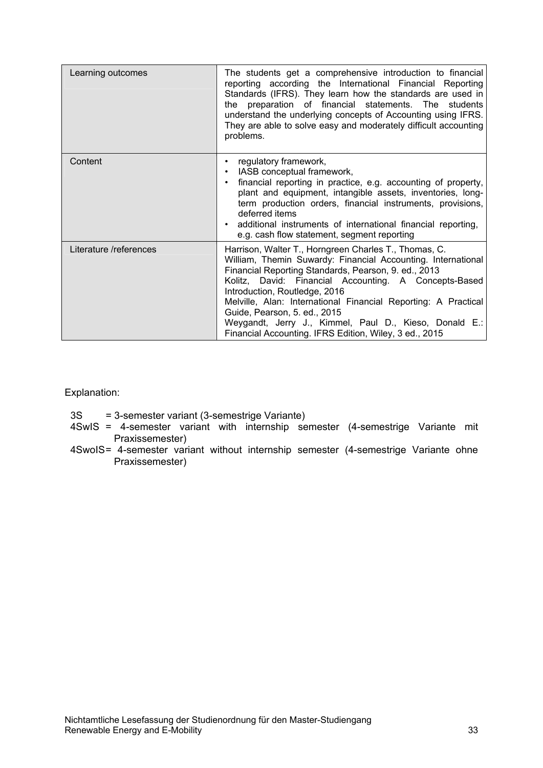| | |
|---|---|
| Learning outcomes | The students get a comprehensive introduction to financial reporting according the International Financial Reporting Standards (IFRS). They learn how the standards are used in the preparation of financial statements. The students understand the underlying concepts of Accounting using IFRS. They are able to solve easy and moderately difficult accounting problems. |
| Content | • regulatory framework,<br>• IASB conceptual framework,<br>• financial reporting in practice, e.g. accounting of property, plant and equipment, intangible assets, inventories, long-term production orders, financial instruments, provisions, deferred items<br>• additional instruments of international financial reporting, e.g. cash flow statement, segment reporting |
| Literature /references | Harrison, Walter T., Horngreen Charles T., Thomas, C. William, Themin Suwardy: Financial Accounting. International Financial Reporting Standards, Pearson, 9. ed., 2013<br>Kolitz, David: Financial Accounting. A Concepts-Based Introduction, Routledge, 2016<br>Melville, Alan: International Financial Reporting: A Practical Guide, Pearson, 5. ed., 2015<br>Weygandt, Jerry J., Kimmel, Paul D., Kieso, Donald E.: Financial Accounting. IFRS Edition, Wiley, 3 ed., 2015 |

Explanation:

3S = 3-semester variant (3-semestrige Variante)
4SwIS = 4-semester variant with internship semester (4-semestrige Variante mit Praxissemester)
4SwoIS = 4-semester variant without internship semester (4-semestrige Variante ohne Praxissemester)

Nichtamtliche Lesefassung der Studienordnung für den Master-Studiengang Renewable Energy and E-Mobility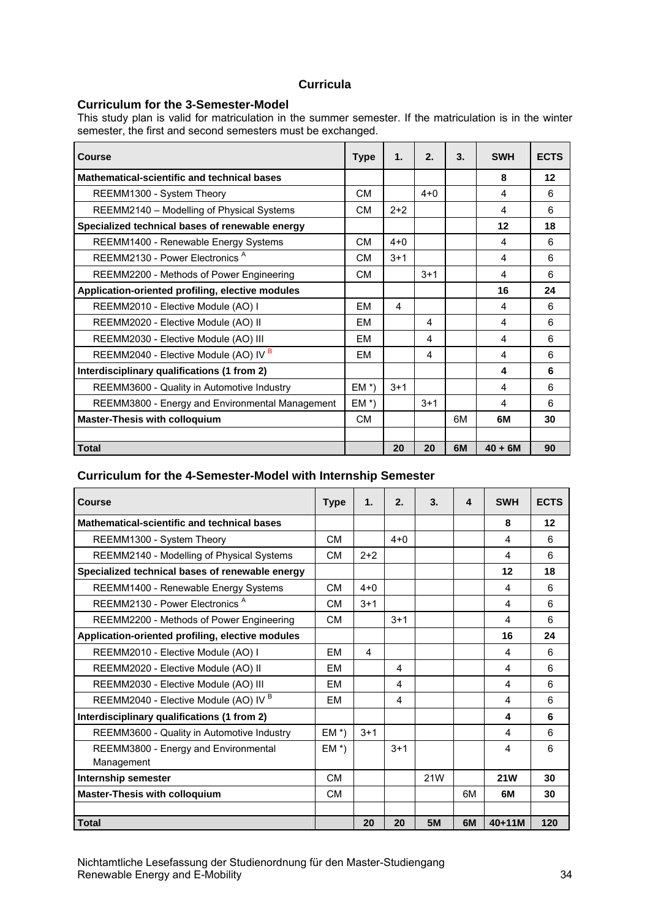# Curricula

## Curriculum for the 3-Semester-Model

This study plan is valid for matriculation in the summer semester. If the matriculation is in the winter semester, the first and second semesters must be exchanged.

| Course | Type | 1. | 2. | 3. | SWH | ECTS |
|---|---|---|---|---|---|---|
| **Mathematical-scientific and technical bases** | | | | | **8** | **12** |
| REEMM1300 - System Theory | CM | | 4+0 | | 4 | 6 |
| REEMM2140 – Modelling of Physical Systems | CM | 2+2 | | | 4 | 6 |
| **Specialized technical bases of renewable energy** | | | | | **12** | **18** |
| REEMM1400 - Renewable Energy Systems | CM | 4+0 | | | 4 | 6 |
| REEMM2130 - Power Electronics [A] | CM | 3+1 | | | 4 | 6 |
| REEMM2200 - Methods of Power Engineering | CM | | 3+1 | | 4 | 6 |
| **Application-oriented profiling, elective modules** | | | | | **16** | **24** |
| REEMM2010 - Elective Module (AO) I | EM | 4 | | | 4 | 6 |
| REEMM2020 - Elective Module (AO) II | EM | | 4 | | 4 | 6 |
| REEMM2030 - Elective Module (AO) III | EM | | 4 | | 4 | 6 |
| REEMM2040 - Elective Module (AO) IV [B] | EM | | 4 | | 4 | 6 |
| **Interdisciplinary qualifications (1 from 2)** | | | | | **4** | **6** |
| REEMM3600 - Quality in Automotive Industry | EM *) | 3+1 | | | 4 | 6 |
| REEMM3800 - Energy and Environmental Management | EM *) | | 3+1 | | 4 | 6 |
| **Master-Thesis with colloquium** | CM | | | 6M | **6M** | 30 |
| | | | | | | |
| **Total** | | **20** | **20** | **6M** | **40 + 6M** | **90** |

## Curriculum for the 4-Semester-Model with Internship Semester

| Course | Type | 1. | 2. | 3. | 4 | SWH | ECTS |
|---|---|---|---|---|---|---|---|
| **Mathematical-scientific and technical bases** | | | | | | **8** | **12** |
| REEMM1300 - System Theory | CM | | 4+0 | | | 4 | 6 |
| REEMM2140 - Modelling of Physical Systems | CM | 2+2 | | | | 4 | 6 |
| **Specialized technical bases of renewable energy** | | | | | | **12** | **18** |
| REEMM1400 - Renewable Energy Systems | CM | 4+0 | | | | 4 | 6 |
| REEMM2130 - Power Electronics [A] | CM | 3+1 | | | | 4 | 6 |
| REEMM2200 - Methods of Power Engineering | CM | | 3+1 | | | 4 | 6 |
| **Application-oriented profiling, elective modules** | | | | | | **16** | **24** |
| REEMM2010 - Elective Module (AO) I | EM | 4 | | | | 4 | 6 |
| REEMM2020 - Elective Module (AO) II | EM | | 4 | | | 4 | 6 |
| REEMM2030 - Elective Module (AO) III | EM | | 4 | | | 4 | 6 |
| REEMM2040 - Elective Module (AO) IV [B] | EM | | 4 | | | 4 | 6 |
| **Interdisciplinary qualifications (1 from 2)** | | | | | | **4** | **6** |
| REEMM3600 - Quality in Automotive Industry | EM *) | 3+1 | | | | 4 | 6 |
| REEMM3800 - Energy and Environmental Management | EM *) | | 3+1 | | | 4 | 6 |
| **Internship semester** | CM | | | 21W | | **21W** | 30 |
| **Master-Thesis with colloquium** | CM | | | | 6M | **6M** | 30 |
| | | | | | | | |
| **Total** | | **20** | **20** | **5M** | **6M** | **40+11M** | **120** |

Nichtamtliche Lesefassung der Studienordnung für den Master-Studiengang Renewable Energy and E-Mobility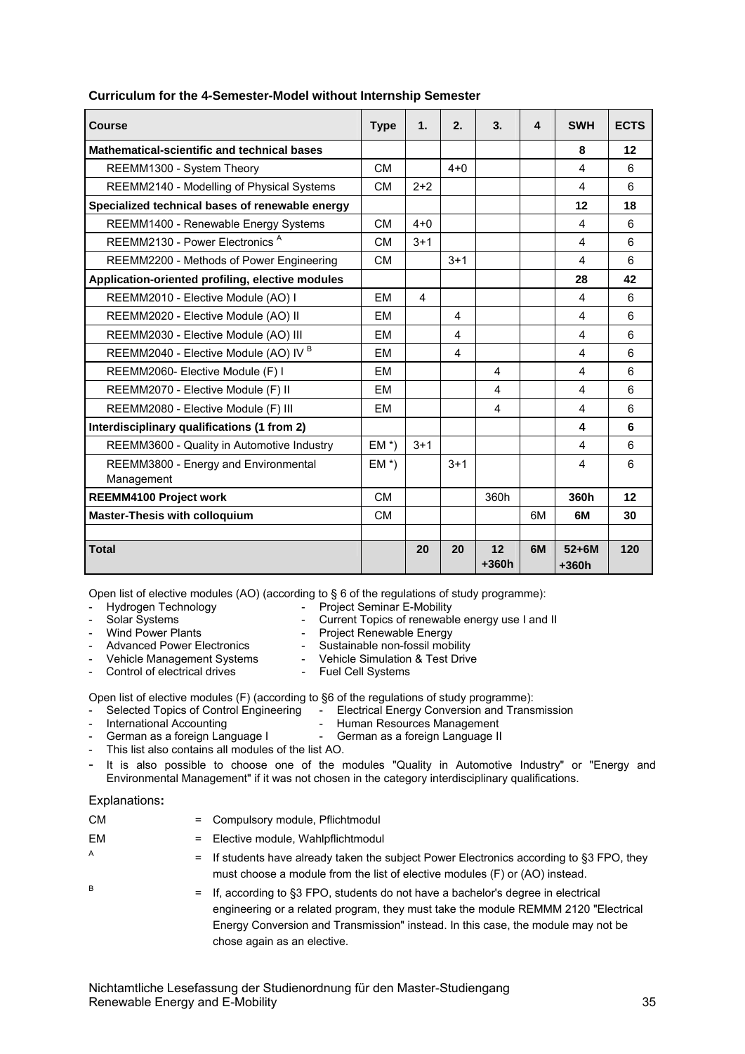**Curriculum for the 4-Semester-Model without Internship Semester**

| Course | Type | 1. | 2. | 3. | 4 | SWH | ECTS |
|---|---|---|---|---|---|---|---|
| **Mathematical-scientific and technical bases** | | | | | | **8** | **12** |
| REEMM1300 - System Theory | CM | | 4+0 | | | 4 | 6 |
| REEMM2140 - Modelling of Physical Systems | CM | 2+2 | | | | 4 | 6 |
| **Specialized technical bases of renewable energy** | | | | | | **12** | **18** |
| REEMM1400 - Renewable Energy Systems | CM | 4+0 | | | | 4 | 6 |
| REEMM2130 - Power Electronics [A] | CM | 3+1 | | | | 4 | 6 |
| REEMM2200 - Methods of Power Engineering | CM | | 3+1 | | | 4 | 6 |
| **Application-oriented profiling, elective modules** | | | | | | **28** | **42** |
| REEMM2010 - Elective Module (AO) I | EM | 4 | | | | 4 | 6 |
| REEMM2020 - Elective Module (AO) II | EM | | 4 | | | 4 | 6 |
| REEMM2030 - Elective Module (AO) III | EM | | 4 | | | 4 | 6 |
| REEMM2040 - Elective Module (AO) IV [B] | EM | | 4 | | | 4 | 6 |
| REEMM2060- Elective Module (F) I | EM | | | 4 | | 4 | 6 |
| REEMM2070 - Elective Module (F) II | EM | | | 4 | | 4 | 6 |
| REEMM2080 - Elective Module (F) III | EM | | | 4 | | 4 | 6 |
| **Interdisciplinary qualifications (1 from 2)** | | | | | | **4** | **6** |
| REEMM3600 - Quality in Automotive Industry | EM *) | 3+1 | | | | 4 | 6 |
| REEMM3800 - Energy and Environmental Management | EM *) | | 3+1 | | | 4 | 6 |
| **REEMM4100 Project work** | CM | | | 360h | | **360h** | **12** |
| **Master-Thesis with colloquium** | CM | | | | 6M | **6M** | **30** |
| | | | | | | | |
| **Total** | | **20** | **20** | **12 +360h** | **6M** | **52+6M +360h** | **120** |

Open list of elective modules (AO) (according to § 6 of the regulations of study programme):

- Hydrogen Technology
- Solar Systems
- Wind Power Plants
- Advanced Power Electronics
- Vehicle Management Systems
- Control of electrical drives
- Project Seminar E-Mobility
- Current Topics of renewable energy use I and II
- Project Renewable Energy
- Sustainable non-fossil mobility
- Vehicle Simulation & Test Drive
- Fuel Cell Systems

Open list of elective modules (F) (according to §6 of the regulations of study programme):

- Selected Topics of Control Engineering
- Electrical Energy Conversion and Transmission
- International Accounting
- Human Resources Management
- German as a foreign Language I
- German as a foreign Language II
- This list also contains all modules of the list AO.
- It is also possible to choose one of the modules "Quality in Automotive Industry" or "Energy and Environmental Management" if it was not chosen in the category interdisciplinary qualifications.

Explanations**:**

CM = Compulsory module, Pflichtmodul

EM = Elective module, Wahlpflichtmodul

A = If students have already taken the subject Power Electronics according to §3 FPO, they must choose a module from the list of elective modules (F) or (AO) instead.

B = If, according to §3 FPO, students do not have a bachelor's degree in electrical engineering or a related program, they must take the module REMMM 2120 "Electrical Energy Conversion and Transmission" instead. In this case, the module may not be chose again as an elective.

Nichtamtliche Lesefassung der Studienordnung für den Master-Studiengang Renewable Energy and E-Mobility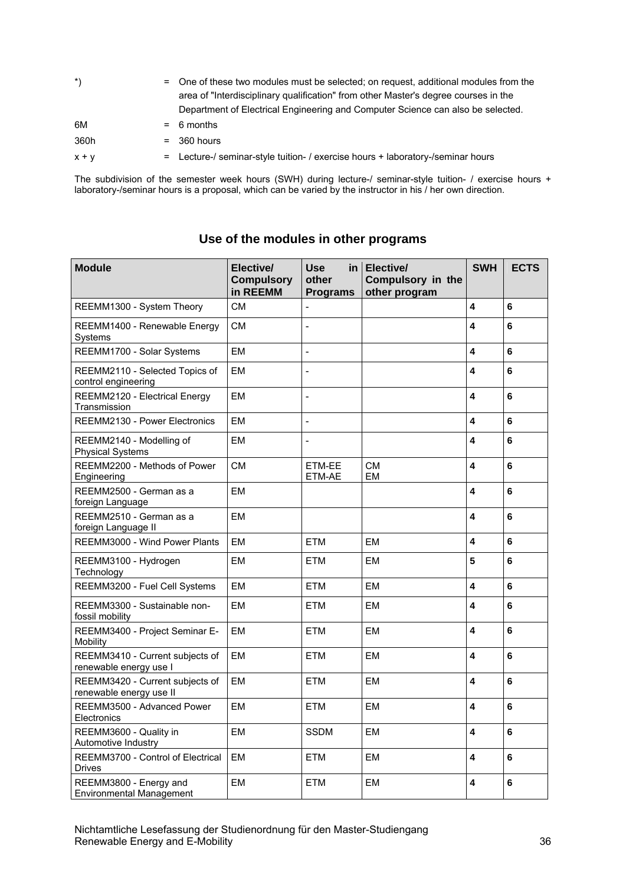*) = One of these two modules must be selected; on request, additional modules from the area of "Interdisciplinary qualification" from other Master's degree courses in the Department of Electrical Engineering and Computer Science can also be selected.

6M = 6 months

360h = 360 hours

x + y = Lecture-/ seminar-style tuition- / exercise hours + laboratory-/seminar hours

The subdivision of the semester week hours (SWH) during lecture-/ seminar-style tuition- / exercise hours + laboratory-/seminar hours is a proposal, which can be varied by the instructor in his / her own direction.

## Use of the modules in other programs

| Module | Elective/ Compulsory in REEMM | Use in other Programs | Elective/ Compulsory in the other program | SWH | ECTS |
|---|---|---|---|---|---|
| REEMM1300 - System Theory | CM | - | | **4** | **6** |
| REEMM1400 - Renewable Energy Systems | CM | - | | **4** | **6** |
| REEMM1700 - Solar Systems | EM | - | | **4** | **6** |
| REEMM2110 - Selected Topics of control engineering | EM | - | | **4** | **6** |
| REEMM2120 - Electrical Energy Transmission | EM | - | | **4** | **6** |
| REEMM2130 - Power Electronics | EM | - | | **4** | **6** |
| REEMM2140 - Modelling of Physical Systems | EM | - | | **4** | **6** |
| REEMM2200 - Methods of Power Engineering | CM | ETM-EE ETM-AE | CM EM | **4** | **6** |
| REEMM2500 - German as a foreign Language | EM | | | **4** | **6** |
| REEMM2510 - German as a foreign Language II | EM | | | **4** | **6** |
| REEMM3000 - Wind Power Plants | EM | ETM | EM | **4** | **6** |
| REEMM3100 - Hydrogen Technology | EM | ETM | EM | **5** | **6** |
| REEMM3200 - Fuel Cell Systems | EM | ETM | EM | **4** | **6** |
| REEMM3300 - Sustainable non-fossil mobility | EM | ETM | EM | **4** | **6** |
| REEMM3400 - Project Seminar E-Mobility | EM | ETM | EM | **4** | **6** |
| REEMM3410 - Current subjects of renewable energy use I | EM | ETM | EM | **4** | **6** |
| REEMM3420 - Current subjects of renewable energy use II | EM | ETM | EM | **4** | **6** |
| REEMM3500 - Advanced Power Electronics | EM | ETM | EM | **4** | **6** |
| REEMM3600 - Quality in Automotive Industry | EM | SSDM | EM | **4** | **6** |
| REEMM3700 - Control of Electrical Drives | EM | ETM | EM | **4** | **6** |
| REEMM3800 - Energy and Environmental Management | EM | ETM | EM | **4** | **6** |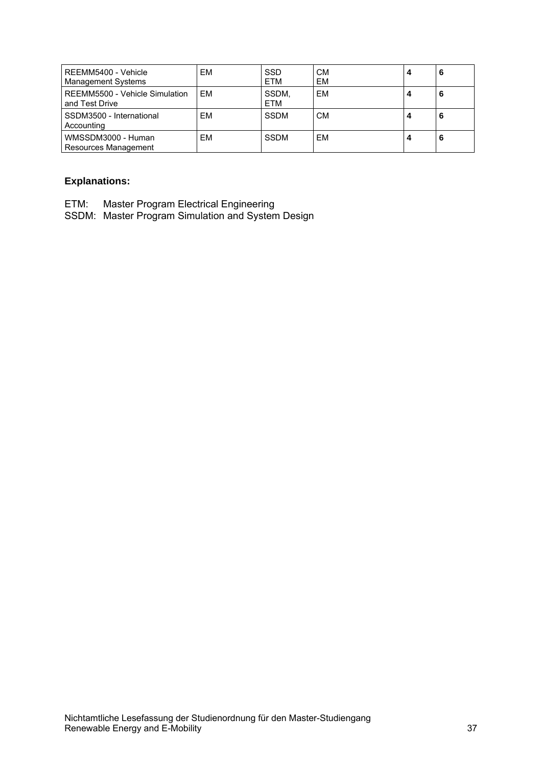| | | | | | |
|---|---|---|---|---|---|
| REEMM5400 - Vehicle Management Systems | EM | SSD ETM | CM EM | **4** | **6** |
| REEMM5500 - Vehicle Simulation and Test Drive | EM | SSDM, ETM | EM | **4** | **6** |
| SSDM3500 - International Accounting | EM | SSDM | CM | **4** | **6** |
| WMSSDM3000 - Human Resources Management | EM | SSDM | EM | **4** | **6** |

**Explanations:**

ETM: Master Program Electrical Engineering
SSDM: Master Program Simulation and System Design